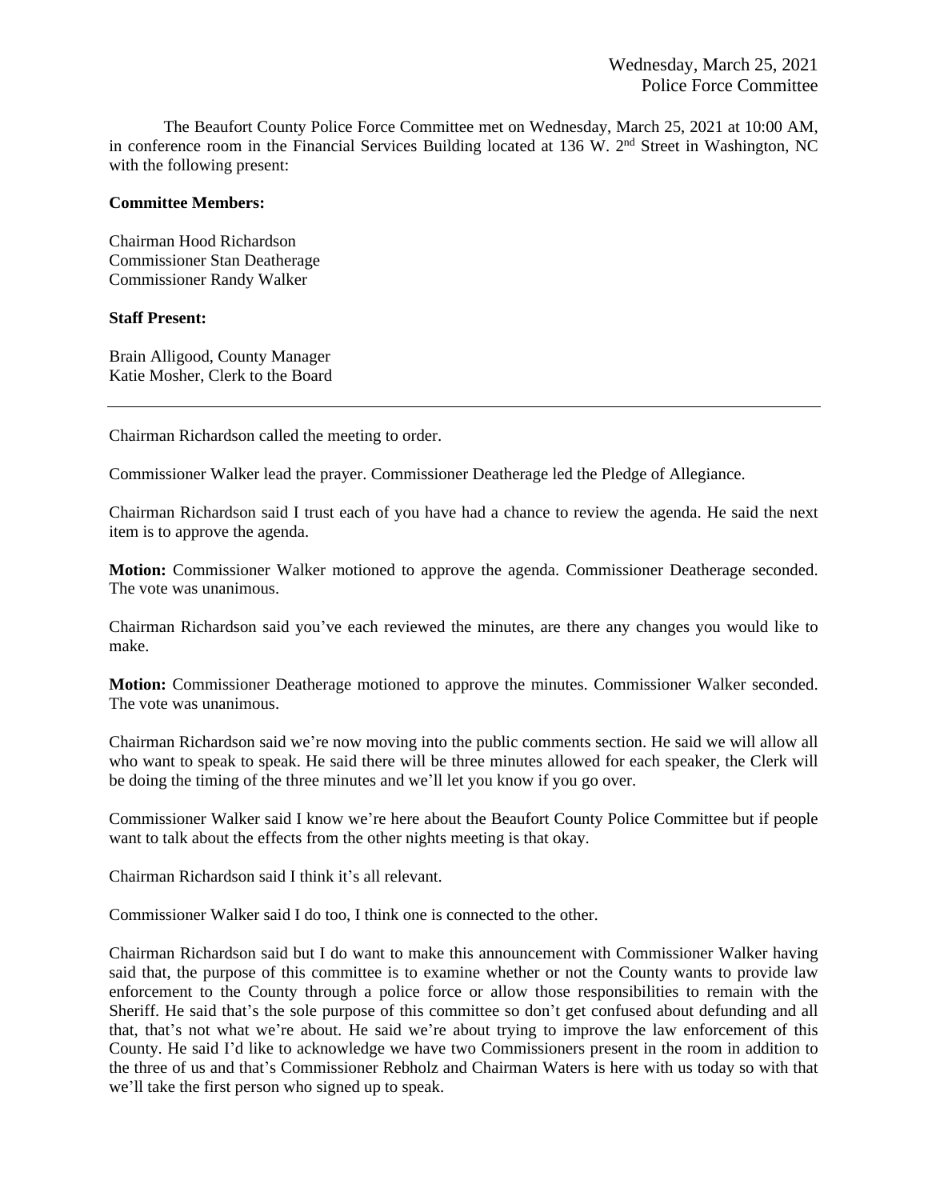Wednesday, March 25, 2021
Police Force Committee

The Beaufort County Police Force Committee met on Wednesday, March 25, 2021 at 10:00 AM, in conference room in the Financial Services Building located at 136 W. 2nd Street in Washington, NC with the following present:

**Committee Members:**

Chairman Hood Richardson
Commissioner Stan Deatherage
Commissioner Randy Walker

**Staff Present:**

Brain Alligood, County Manager
Katie Mosher, Clerk to the Board

---

Chairman Richardson called the meeting to order.

Commissioner Walker lead the prayer. Commissioner Deatherage led the Pledge of Allegiance.

Chairman Richardson said I trust each of you have had a chance to review the agenda. He said the next item is to approve the agenda.

**Motion:** Commissioner Walker motioned to approve the agenda. Commissioner Deatherage seconded. The vote was unanimous.

Chairman Richardson said you've each reviewed the minutes, are there any changes you would like to make.

**Motion:** Commissioner Deatherage motioned to approve the minutes. Commissioner Walker seconded. The vote was unanimous.

Chairman Richardson said we're now moving into the public comments section. He said we will allow all who want to speak to speak. He said there will be three minutes allowed for each speaker, the Clerk will be doing the timing of the three minutes and we'll let you know if you go over.

Commissioner Walker said I know we're here about the Beaufort County Police Committee but if people want to talk about the effects from the other nights meeting is that okay.

Chairman Richardson said I think it's all relevant.

Commissioner Walker said I do too, I think one is connected to the other.

Chairman Richardson said but I do want to make this announcement with Commissioner Walker having said that, the purpose of this committee is to examine whether or not the County wants to provide law enforcement to the County through a police force or allow those responsibilities to remain with the Sheriff. He said that's the sole purpose of this committee so don't get confused about defunding and all that, that's not what we're about. He said we're about trying to improve the law enforcement of this County. He said I'd like to acknowledge we have two Commissioners present in the room in addition to the three of us and that's Commissioner Rebholz and Chairman Waters is here with us today so with that we'll take the first person who signed up to speak.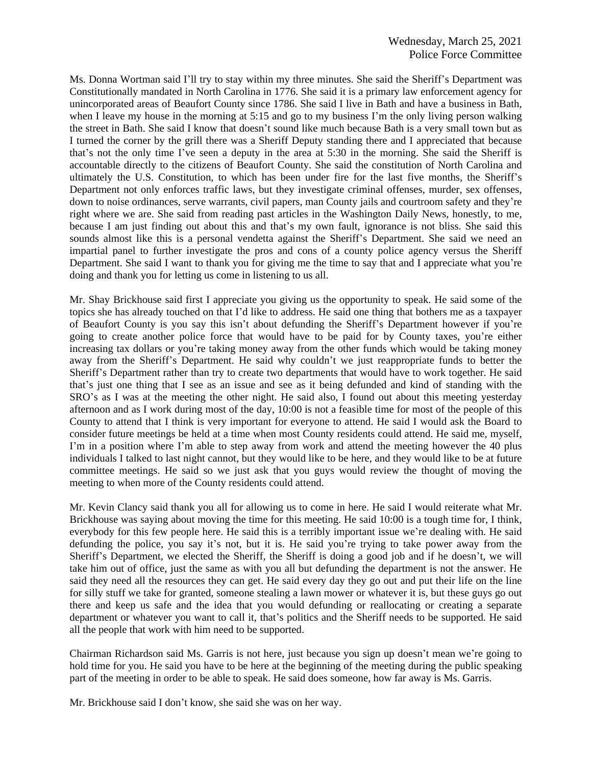Ms. Donna Wortman said I'll try to stay within my three minutes. She said the Sheriff's Department was Constitutionally mandated in North Carolina in 1776. She said it is a primary law enforcement agency for unincorporated areas of Beaufort County since 1786. She said I live in Bath and have a business in Bath, when I leave my house in the morning at 5:15 and go to my business I'm the only living person walking the street in Bath. She said I know that doesn't sound like much because Bath is a very small town but as I turned the corner by the grill there was a Sheriff Deputy standing there and I appreciated that because that's not the only time I've seen a deputy in the area at 5:30 in the morning. She said the Sheriff is accountable directly to the citizens of Beaufort County. She said the constitution of North Carolina and ultimately the U.S. Constitution, to which has been under fire for the last five months, the Sheriff's Department not only enforces traffic laws, but they investigate criminal offenses, murder, sex offenses, down to noise ordinances, serve warrants, civil papers, man County jails and courtroom safety and they're right where we are. She said from reading past articles in the Washington Daily News, honestly, to me, because I am just finding out about this and that's my own fault, ignorance is not bliss. She said this sounds almost like this is a personal vendetta against the Sheriff's Department. She said we need an impartial panel to further investigate the pros and cons of a county police agency versus the Sheriff Department. She said I want to thank you for giving me the time to say that and I appreciate what you're doing and thank you for letting us come in listening to us all.

Mr. Shay Brickhouse said first I appreciate you giving us the opportunity to speak. He said some of the topics she has already touched on that I'd like to address. He said one thing that bothers me as a taxpayer of Beaufort County is you say this isn't about defunding the Sheriff's Department however if you're going to create another police force that would have to be paid for by County taxes, you're either increasing tax dollars or you're taking money away from the other funds which would be taking money away from the Sheriff's Department. He said why couldn't we just reappropriate funds to better the Sheriff's Department rather than try to create two departments that would have to work together. He said that's just one thing that I see as an issue and see as it being defunded and kind of standing with the SRO's as I was at the meeting the other night. He said also, I found out about this meeting yesterday afternoon and as I work during most of the day, 10:00 is not a feasible time for most of the people of this County to attend that I think is very important for everyone to attend. He said I would ask the Board to consider future meetings be held at a time when most County residents could attend. He said me, myself, I'm in a position where I'm able to step away from work and attend the meeting however the 40 plus individuals I talked to last night cannot, but they would like to be here, and they would like to be at future committee meetings. He said so we just ask that you guys would review the thought of moving the meeting to when more of the County residents could attend.

Mr. Kevin Clancy said thank you all for allowing us to come in here. He said I would reiterate what Mr. Brickhouse was saying about moving the time for this meeting. He said 10:00 is a tough time for, I think, everybody for this few people here. He said this is a terribly important issue we're dealing with. He said defunding the police, you say it's not, but it is. He said you're trying to take power away from the Sheriff's Department, we elected the Sheriff, the Sheriff is doing a good job and if he doesn't, we will take him out of office, just the same as with you all but defunding the department is not the answer. He said they need all the resources they can get. He said every day they go out and put their life on the line for silly stuff we take for granted, someone stealing a lawn mower or whatever it is, but these guys go out there and keep us safe and the idea that you would defunding or reallocating or creating a separate department or whatever you want to call it, that's politics and the Sheriff needs to be supported. He said all the people that work with him need to be supported.

Chairman Richardson said Ms. Garris is not here, just because you sign up doesn't mean we're going to hold time for you. He said you have to be here at the beginning of the meeting during the public speaking part of the meeting in order to be able to speak. He said does someone, how far away is Ms. Garris.

Mr. Brickhouse said I don't know, she said she was on her way.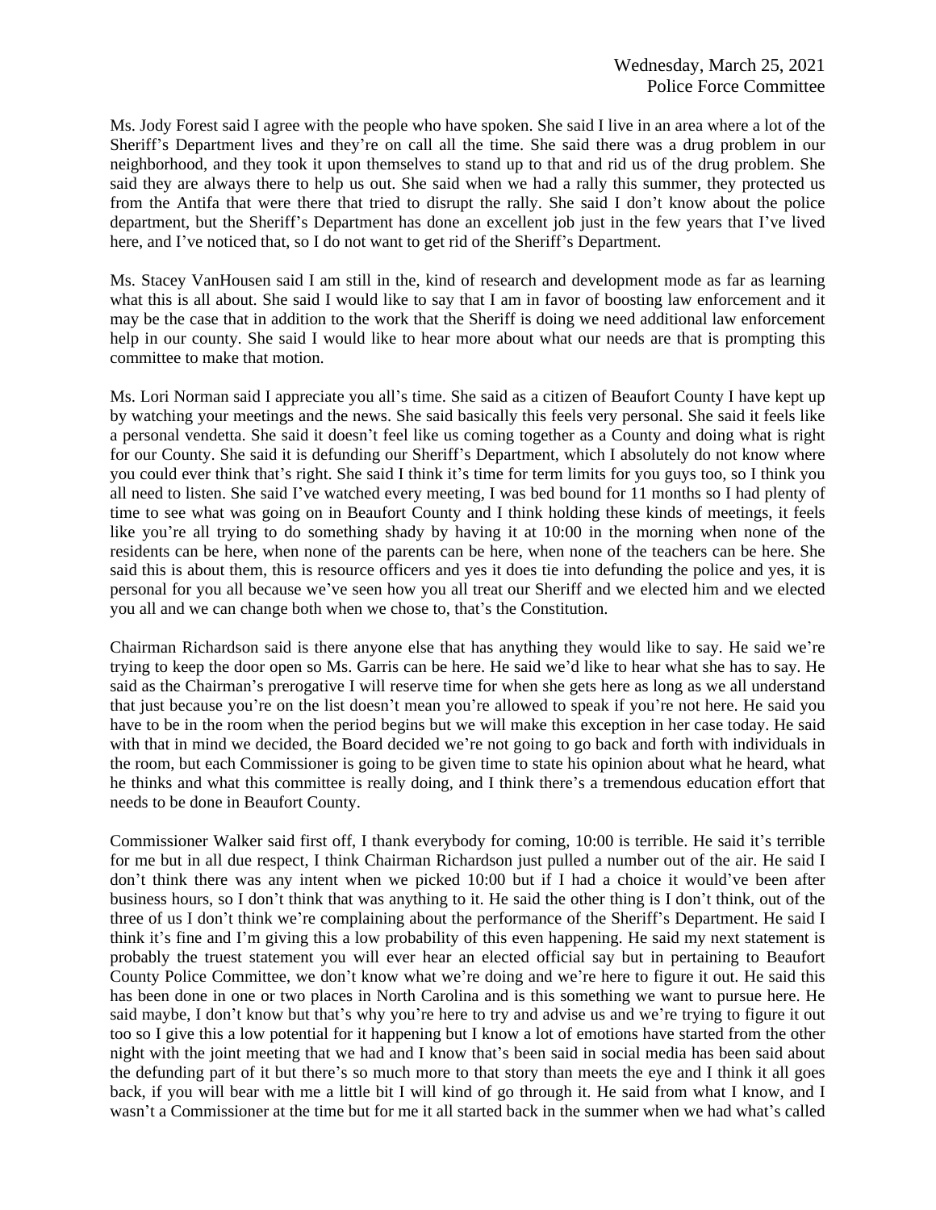Ms. Jody Forest said I agree with the people who have spoken. She said I live in an area where a lot of the Sheriff's Department lives and they're on call all the time. She said there was a drug problem in our neighborhood, and they took it upon themselves to stand up to that and rid us of the drug problem. She said they are always there to help us out. She said when we had a rally this summer, they protected us from the Antifa that were there that tried to disrupt the rally. She said I don't know about the police department, but the Sheriff's Department has done an excellent job just in the few years that I've lived here, and I've noticed that, so I do not want to get rid of the Sheriff's Department.

Ms. Stacey VanHousen said I am still in the, kind of research and development mode as far as learning what this is all about. She said I would like to say that I am in favor of boosting law enforcement and it may be the case that in addition to the work that the Sheriff is doing we need additional law enforcement help in our county. She said I would like to hear more about what our needs are that is prompting this committee to make that motion.

Ms. Lori Norman said I appreciate you all's time. She said as a citizen of Beaufort County I have kept up by watching your meetings and the news. She said basically this feels very personal. She said it feels like a personal vendetta. She said it doesn't feel like us coming together as a County and doing what is right for our County. She said it is defunding our Sheriff's Department, which I absolutely do not know where you could ever think that's right. She said I think it's time for term limits for you guys too, so I think you all need to listen. She said I've watched every meeting, I was bed bound for 11 months so I had plenty of time to see what was going on in Beaufort County and I think holding these kinds of meetings, it feels like you're all trying to do something shady by having it at 10:00 in the morning when none of the residents can be here, when none of the parents can be here, when none of the teachers can be here. She said this is about them, this is resource officers and yes it does tie into defunding the police and yes, it is personal for you all because we've seen how you all treat our Sheriff and we elected him and we elected you all and we can change both when we chose to, that's the Constitution.

Chairman Richardson said is there anyone else that has anything they would like to say. He said we're trying to keep the door open so Ms. Garris can be here. He said we'd like to hear what she has to say. He said as the Chairman's prerogative I will reserve time for when she gets here as long as we all understand that just because you're on the list doesn't mean you're allowed to speak if you're not here. He said you have to be in the room when the period begins but we will make this exception in her case today. He said with that in mind we decided, the Board decided we're not going to go back and forth with individuals in the room, but each Commissioner is going to be given time to state his opinion about what he heard, what he thinks and what this committee is really doing, and I think there's a tremendous education effort that needs to be done in Beaufort County.

Commissioner Walker said first off, I thank everybody for coming, 10:00 is terrible. He said it's terrible for me but in all due respect, I think Chairman Richardson just pulled a number out of the air. He said I don't think there was any intent when we picked 10:00 but if I had a choice it would've been after business hours, so I don't think that was anything to it. He said the other thing is I don't think, out of the three of us I don't think we're complaining about the performance of the Sheriff's Department. He said I think it's fine and I'm giving this a low probability of this even happening. He said my next statement is probably the truest statement you will ever hear an elected official say but in pertaining to Beaufort County Police Committee, we don't know what we're doing and we're here to figure it out. He said this has been done in one or two places in North Carolina and is this something we want to pursue here. He said maybe, I don't know but that's why you're here to try and advise us and we're trying to figure it out too so I give this a low potential for it happening but I know a lot of emotions have started from the other night with the joint meeting that we had and I know that's been said in social media has been said about the defunding part of it but there's so much more to that story than meets the eye and I think it all goes back, if you will bear with me a little bit I will kind of go through it. He said from what I know, and I wasn't a Commissioner at the time but for me it all started back in the summer when we had what's called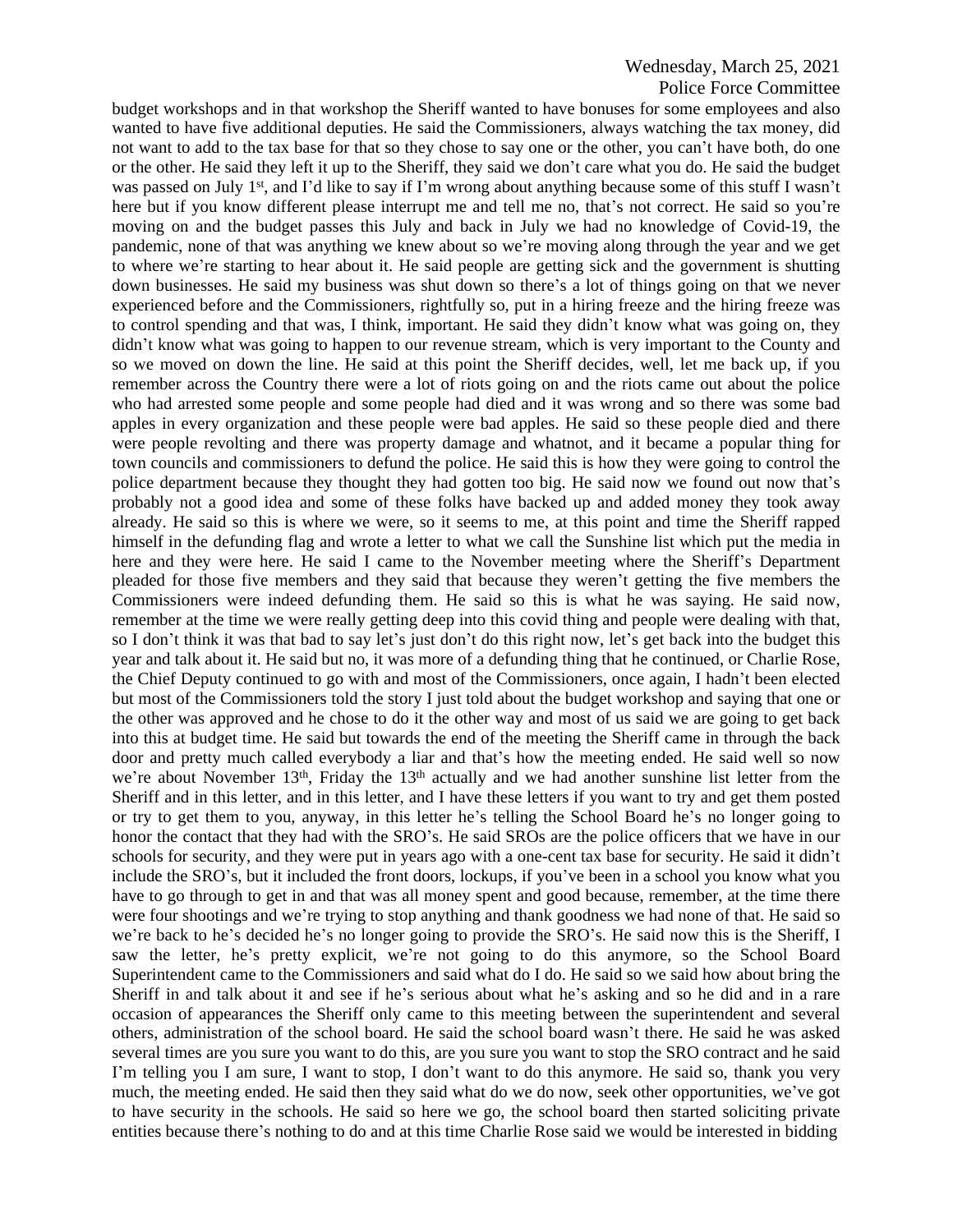budget workshops and in that workshop the Sheriff wanted to have bonuses for some employees and also wanted to have five additional deputies. He said the Commissioners, always watching the tax money, did not want to add to the tax base for that so they chose to say one or the other, you can't have both, do one or the other. He said they left it up to the Sheriff, they said we don't care what you do. He said the budget was passed on July 1st, and I'd like to say if I'm wrong about anything because some of this stuff I wasn't here but if you know different please interrupt me and tell me no, that's not correct. He said so you're moving on and the budget passes this July and back in July we had no knowledge of Covid-19, the pandemic, none of that was anything we knew about so we're moving along through the year and we get to where we're starting to hear about it. He said people are getting sick and the government is shutting down businesses. He said my business was shut down so there's a lot of things going on that we never experienced before and the Commissioners, rightfully so, put in a hiring freeze and the hiring freeze was to control spending and that was, I think, important. He said they didn't know what was going on, they didn't know what was going to happen to our revenue stream, which is very important to the County and so we moved on down the line. He said at this point the Sheriff decides, well, let me back up, if you remember across the Country there were a lot of riots going on and the riots came out about the police who had arrested some people and some people had died and it was wrong and so there was some bad apples in every organization and these people were bad apples. He said so these people died and there were people revolting and there was property damage and whatnot, and it became a popular thing for town councils and commissioners to defund the police. He said this is how they were going to control the police department because they thought they had gotten too big. He said now we found out now that's probably not a good idea and some of these folks have backed up and added money they took away already. He said so this is where we were, so it seems to me, at this point and time the Sheriff rapped himself in the defunding flag and wrote a letter to what we call the Sunshine list which put the media in here and they were here. He said I came to the November meeting where the Sheriff's Department pleaded for those five members and they said that because they weren't getting the five members the Commissioners were indeed defunding them. He said so this is what he was saying. He said now, remember at the time we were really getting deep into this covid thing and people were dealing with that, so I don't think it was that bad to say let's just don't do this right now, let's get back into the budget this year and talk about it. He said but no, it was more of a defunding thing that he continued, or Charlie Rose, the Chief Deputy continued to go with and most of the Commissioners, once again, I hadn't been elected but most of the Commissioners told the story I just told about the budget workshop and saying that one or the other was approved and he chose to do it the other way and most of us said we are going to get back into this at budget time. He said but towards the end of the meeting the Sheriff came in through the back door and pretty much called everybody a liar and that's how the meeting ended. He said well so now we're about November 13th, Friday the 13th actually and we had another sunshine list letter from the Sheriff and in this letter, and in this letter, and I have these letters if you want to try and get them posted or try to get them to you, anyway, in this letter he's telling the School Board he's no longer going to honor the contact that they had with the SRO's. He said SROs are the police officers that we have in our schools for security, and they were put in years ago with a one-cent tax base for security. He said it didn't include the SRO's, but it included the front doors, lockups, if you've been in a school you know what you have to go through to get in and that was all money spent and good because, remember, at the time there were four shootings and we're trying to stop anything and thank goodness we had none of that. He said so we're back to he's decided he's no longer going to provide the SRO's. He said now this is the Sheriff, I saw the letter, he's pretty explicit, we're not going to do this anymore, so the School Board Superintendent came to the Commissioners and said what do I do. He said so we said how about bring the Sheriff in and talk about it and see if he's serious about what he's asking and so he did and in a rare occasion of appearances the Sheriff only came to this meeting between the superintendent and several others, administration of the school board. He said the school board wasn't there. He said he was asked several times are you sure you want to do this, are you sure you want to stop the SRO contract and he said I'm telling you I am sure, I want to stop, I don't want to do this anymore. He said so, thank you very much, the meeting ended. He said then they said what do we do now, seek other opportunities, we've got to have security in the schools. He said so here we go, the school board then started soliciting private entities because there's nothing to do and at this time Charlie Rose said we would be interested in bidding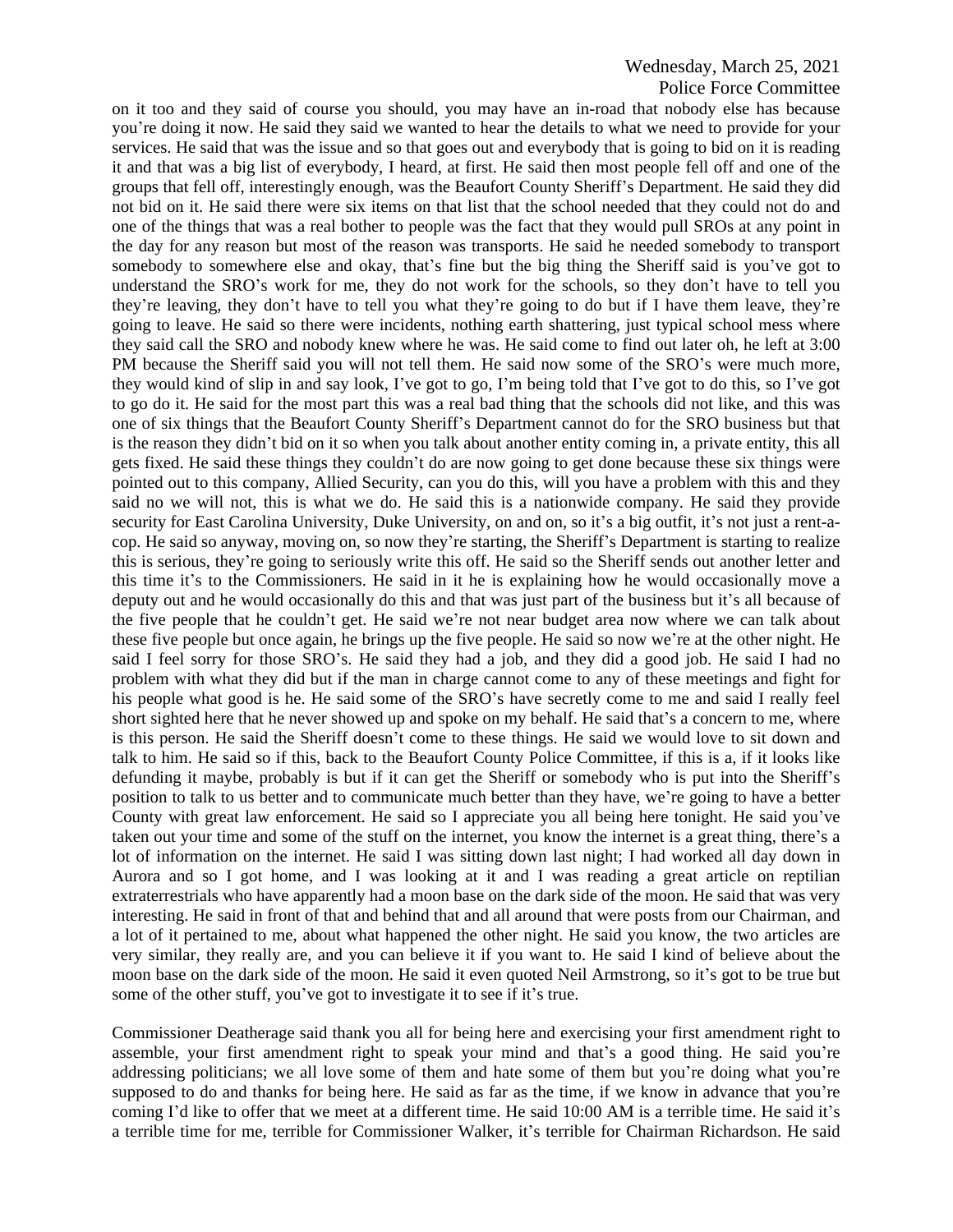on it too and they said of course you should, you may have an in-road that nobody else has because you're doing it now. He said they said we wanted to hear the details to what we need to provide for your services. He said that was the issue and so that goes out and everybody that is going to bid on it is reading it and that was a big list of everybody, I heard, at first. He said then most people fell off and one of the groups that fell off, interestingly enough, was the Beaufort County Sheriff's Department. He said they did not bid on it. He said there were six items on that list that the school needed that they could not do and one of the things that was a real bother to people was the fact that they would pull SROs at any point in the day for any reason but most of the reason was transports. He said he needed somebody to transport somebody to somewhere else and okay, that's fine but the big thing the Sheriff said is you've got to understand the SRO's work for me, they do not work for the schools, so they don't have to tell you they're leaving, they don't have to tell you what they're going to do but if I have them leave, they're going to leave. He said so there were incidents, nothing earth shattering, just typical school mess where they said call the SRO and nobody knew where he was. He said come to find out later oh, he left at 3:00 PM because the Sheriff said you will not tell them. He said now some of the SRO's were much more, they would kind of slip in and say look, I've got to go, I'm being told that I've got to do this, so I've got to go do it. He said for the most part this was a real bad thing that the schools did not like, and this was one of six things that the Beaufort County Sheriff's Department cannot do for the SRO business but that is the reason they didn't bid on it so when you talk about another entity coming in, a private entity, this all gets fixed. He said these things they couldn't do are now going to get done because these six things were pointed out to this company, Allied Security, can you do this, will you have a problem with this and they said no we will not, this is what we do. He said this is a nationwide company. He said they provide security for East Carolina University, Duke University, on and on, so it's a big outfit, it's not just a rent-a-cop. He said so anyway, moving on, so now they're starting, the Sheriff's Department is starting to realize this is serious, they're going to seriously write this off. He said so the Sheriff sends out another letter and this time it's to the Commissioners. He said in it he is explaining how he would occasionally move a deputy out and he would occasionally do this and that was just part of the business but it's all because of the five people that he couldn't get. He said we're not near budget area now where we can talk about these five people but once again, he brings up the five people. He said so now we're at the other night. He said I feel sorry for those SRO's. He said they had a job, and they did a good job. He said I had no problem with what they did but if the man in charge cannot come to any of these meetings and fight for his people what good is he. He said some of the SRO's have secretly come to me and said I really feel short sighted here that he never showed up and spoke on my behalf. He said that's a concern to me, where is this person. He said the Sheriff doesn't come to these things. He said we would love to sit down and talk to him. He said so if this, back to the Beaufort County Police Committee, if this is a, if it looks like defunding it maybe, probably is but if it can get the Sheriff or somebody who is put into the Sheriff's position to talk to us better and to communicate much better than they have, we're going to have a better County with great law enforcement. He said so I appreciate you all being here tonight. He said you've taken out your time and some of the stuff on the internet, you know the internet is a great thing, there's a lot of information on the internet. He said I was sitting down last night; I had worked all day down in Aurora and so I got home, and I was looking at it and I was reading a great article on reptilian extraterrestrials who have apparently had a moon base on the dark side of the moon. He said that was very interesting. He said in front of that and behind that and all around that were posts from our Chairman, and a lot of it pertained to me, about what happened the other night. He said you know, the two articles are very similar, they really are, and you can believe it if you want to. He said I kind of believe about the moon base on the dark side of the moon. He said it even quoted Neil Armstrong, so it's got to be true but some of the other stuff, you've got to investigate it to see if it's true.

Commissioner Deatherage said thank you all for being here and exercising your first amendment right to assemble, your first amendment right to speak your mind and that's a good thing. He said you're addressing politicians; we all love some of them and hate some of them but you're doing what you're supposed to do and thanks for being here. He said as far as the time, if we know in advance that you're coming I'd like to offer that we meet at a different time. He said 10:00 AM is a terrible time. He said it's a terrible time for me, terrible for Commissioner Walker, it's terrible for Chairman Richardson. He said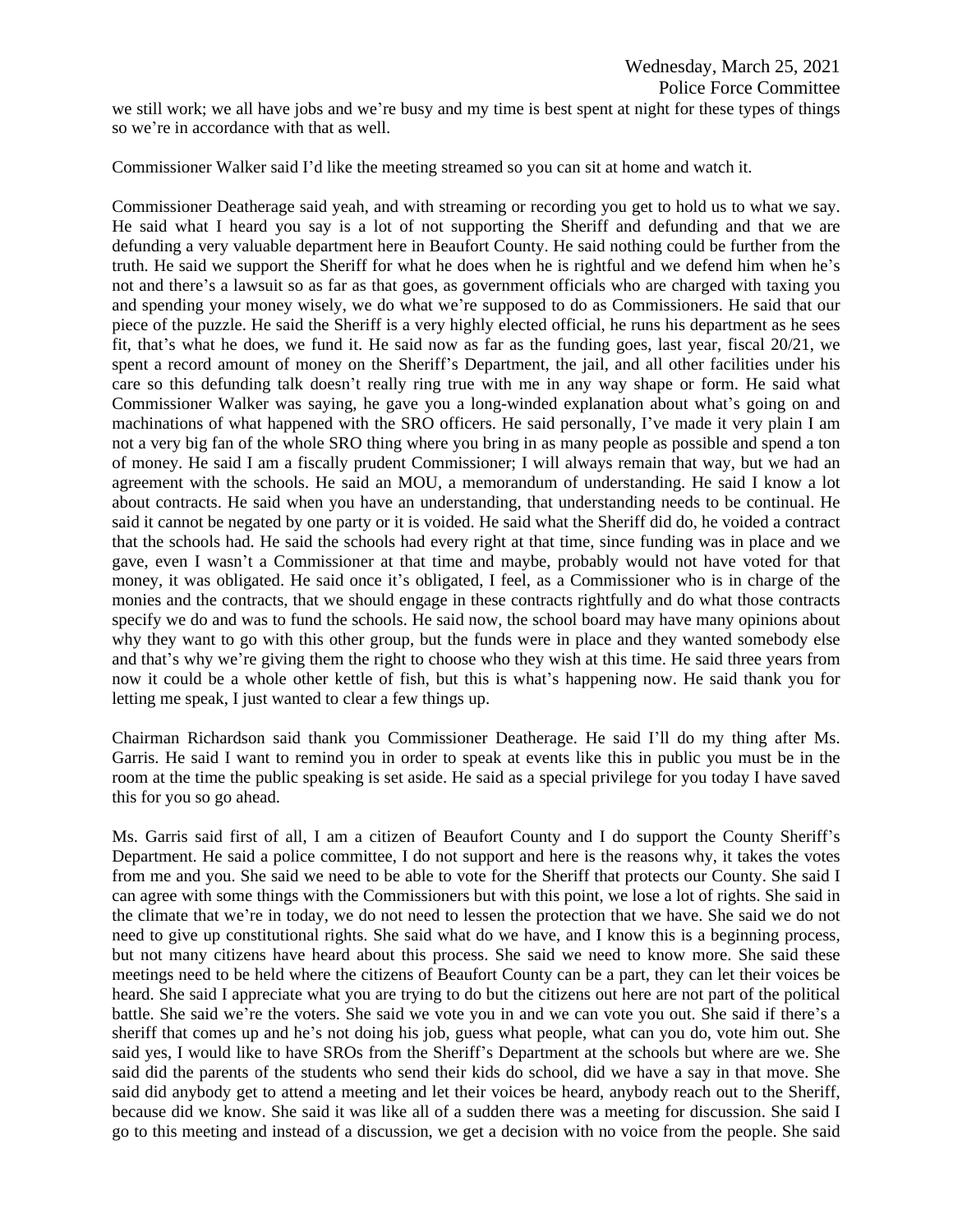we still work; we all have jobs and we're busy and my time is best spent at night for these types of things so we're in accordance with that as well.

Commissioner Walker said I'd like the meeting streamed so you can sit at home and watch it.

Commissioner Deatherage said yeah, and with streaming or recording you get to hold us to what we say. He said what I heard you say is a lot of not supporting the Sheriff and defunding and that we are defunding a very valuable department here in Beaufort County. He said nothing could be further from the truth. He said we support the Sheriff for what he does when he is rightful and we defend him when he's not and there's a lawsuit so as far as that goes, as government officials who are charged with taxing you and spending your money wisely, we do what we're supposed to do as Commissioners. He said that our piece of the puzzle. He said the Sheriff is a very highly elected official, he runs his department as he sees fit, that's what he does, we fund it. He said now as far as the funding goes, last year, fiscal 20/21, we spent a record amount of money on the Sheriff's Department, the jail, and all other facilities under his care so this defunding talk doesn't really ring true with me in any way shape or form. He said what Commissioner Walker was saying, he gave you a long-winded explanation about what's going on and machinations of what happened with the SRO officers. He said personally, I've made it very plain I am not a very big fan of the whole SRO thing where you bring in as many people as possible and spend a ton of money. He said I am a fiscally prudent Commissioner; I will always remain that way, but we had an agreement with the schools. He said an MOU, a memorandum of understanding. He said I know a lot about contracts. He said when you have an understanding, that understanding needs to be continual. He said it cannot be negated by one party or it is voided. He said what the Sheriff did do, he voided a contract that the schools had. He said the schools had every right at that time, since funding was in place and we gave, even I wasn't a Commissioner at that time and maybe, probably would not have voted for that money, it was obligated. He said once it's obligated, I feel, as a Commissioner who is in charge of the monies and the contracts, that we should engage in these contracts rightfully and do what those contracts specify we do and was to fund the schools. He said now, the school board may have many opinions about why they want to go with this other group, but the funds were in place and they wanted somebody else and that's why we're giving them the right to choose who they wish at this time. He said three years from now it could be a whole other kettle of fish, but this is what's happening now. He said thank you for letting me speak, I just wanted to clear a few things up.

Chairman Richardson said thank you Commissioner Deatherage. He said I'll do my thing after Ms. Garris. He said I want to remind you in order to speak at events like this in public you must be in the room at the time the public speaking is set aside. He said as a special privilege for you today I have saved this for you so go ahead.

Ms. Garris said first of all, I am a citizen of Beaufort County and I do support the County Sheriff's Department. He said a police committee, I do not support and here is the reasons why, it takes the votes from me and you. She said we need to be able to vote for the Sheriff that protects our County. She said I can agree with some things with the Commissioners but with this point, we lose a lot of rights. She said in the climate that we're in today, we do not need to lessen the protection that we have. She said we do not need to give up constitutional rights. She said what do we have, and I know this is a beginning process, but not many citizens have heard about this process. She said we need to know more. She said these meetings need to be held where the citizens of Beaufort County can be a part, they can let their voices be heard. She said I appreciate what you are trying to do but the citizens out here are not part of the political battle. She said we're the voters. She said we vote you in and we can vote you out. She said if there's a sheriff that comes up and he's not doing his job, guess what people, what can you do, vote him out. She said yes, I would like to have SROs from the Sheriff's Department at the schools but where are we. She said did the parents of the students who send their kids do school, did we have a say in that move. She said did anybody get to attend a meeting and let their voices be heard, anybody reach out to the Sheriff, because did we know. She said it was like all of a sudden there was a meeting for discussion. She said I go to this meeting and instead of a discussion, we get a decision with no voice from the people. She said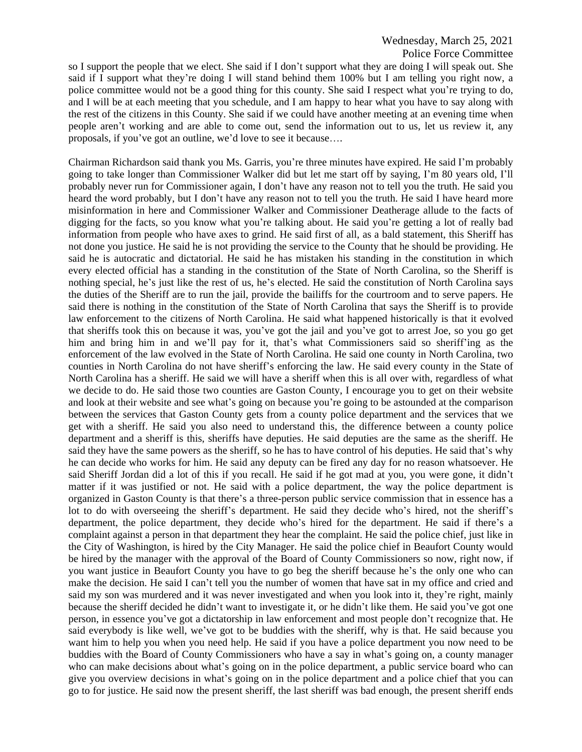so I support the people that we elect. She said if I don't support what they are doing I will speak out. She said if I support what they're doing I will stand behind them 100% but I am telling you right now, a police committee would not be a good thing for this county. She said I respect what you're trying to do, and I will be at each meeting that you schedule, and I am happy to hear what you have to say along with the rest of the citizens in this County. She said if we could have another meeting at an evening time when people aren't working and are able to come out, send the information out to us, let us review it, any proposals, if you've got an outline, we'd love to see it because….

Chairman Richardson said thank you Ms. Garris, you're three minutes have expired. He said I'm probably going to take longer than Commissioner Walker did but let me start off by saying, I'm 80 years old, I'll probably never run for Commissioner again, I don't have any reason not to tell you the truth. He said you heard the word probably, but I don't have any reason not to tell you the truth. He said I have heard more misinformation in here and Commissioner Walker and Commissioner Deatherage allude to the facts of digging for the facts, so you know what you're talking about. He said you're getting a lot of really bad information from people who have axes to grind. He said first of all, as a bald statement, this Sheriff has not done you justice. He said he is not providing the service to the County that he should be providing. He said he is autocratic and dictatorial. He said he has mistaken his standing in the constitution in which every elected official has a standing in the constitution of the State of North Carolina, so the Sheriff is nothing special, he's just like the rest of us, he's elected. He said the constitution of North Carolina says the duties of the Sheriff are to run the jail, provide the bailiffs for the courtroom and to serve papers. He said there is nothing in the constitution of the State of North Carolina that says the Sheriff is to provide law enforcement to the citizens of North Carolina. He said what happened historically is that it evolved that sheriffs took this on because it was, you've got the jail and you've got to arrest Joe, so you go get him and bring him in and we'll pay for it, that's what Commissioners said so sheriff'ing as the enforcement of the law evolved in the State of North Carolina. He said one county in North Carolina, two counties in North Carolina do not have sheriff's enforcing the law. He said every county in the State of North Carolina has a sheriff. He said we will have a sheriff when this is all over with, regardless of what we decide to do. He said those two counties are Gaston County, I encourage you to get on their website and look at their website and see what's going on because you're going to be astounded at the comparison between the services that Gaston County gets from a county police department and the services that we get with a sheriff. He said you also need to understand this, the difference between a county police department and a sheriff is this, sheriffs have deputies. He said deputies are the same as the sheriff. He said they have the same powers as the sheriff, so he has to have control of his deputies. He said that's why he can decide who works for him. He said any deputy can be fired any day for no reason whatsoever. He said Sheriff Jordan did a lot of this if you recall. He said if he got mad at you, you were gone, it didn't matter if it was justified or not. He said with a police department, the way the police department is organized in Gaston County is that there's a three-person public service commission that in essence has a lot to do with overseeing the sheriff's department. He said they decide who's hired, not the sheriff's department, the police department, they decide who's hired for the department. He said if there's a complaint against a person in that department they hear the complaint. He said the police chief, just like in the City of Washington, is hired by the City Manager. He said the police chief in Beaufort County would be hired by the manager with the approval of the Board of County Commissioners so now, right now, if you want justice in Beaufort County you have to go beg the sheriff because he's the only one who can make the decision. He said I can't tell you the number of women that have sat in my office and cried and said my son was murdered and it was never investigated and when you look into it, they're right, mainly because the sheriff decided he didn't want to investigate it, or he didn't like them. He said you've got one person, in essence you've got a dictatorship in law enforcement and most people don't recognize that. He said everybody is like well, we've got to be buddies with the sheriff, why is that. He said because you want him to help you when you need help. He said if you have a police department you now need to be buddies with the Board of County Commissioners who have a say in what's going on, a county manager who can make decisions about what's going on in the police department, a public service board who can give you overview decisions in what's going on in the police department and a police chief that you can go to for justice. He said now the present sheriff, the last sheriff was bad enough, the present sheriff ends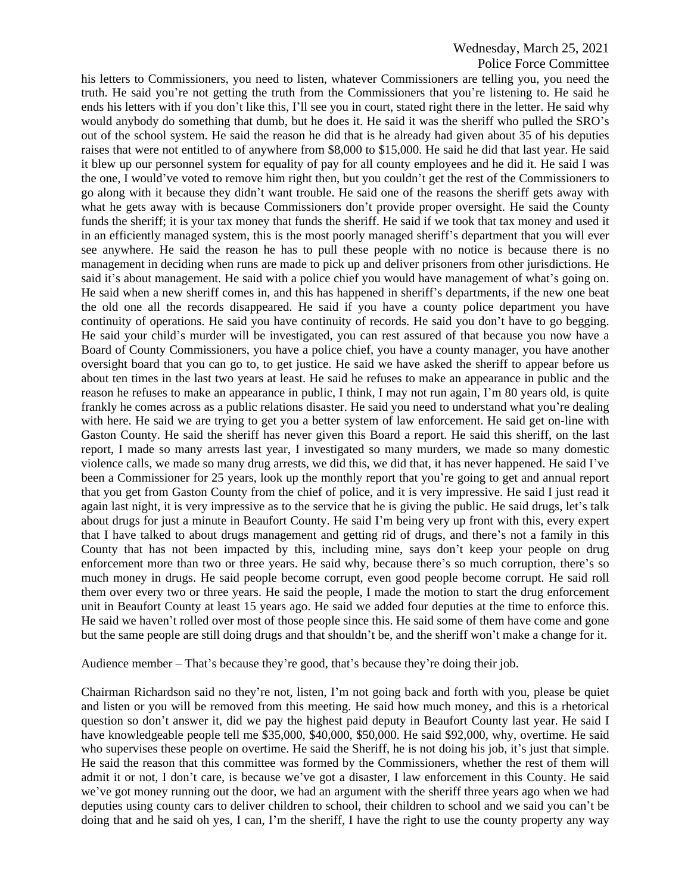his letters to Commissioners, you need to listen, whatever Commissioners are telling you, you need the truth. He said you're not getting the truth from the Commissioners that you're listening to. He said he ends his letters with if you don't like this, I'll see you in court, stated right there in the letter. He said why would anybody do something that dumb, but he does it. He said it was the sheriff who pulled the SRO's out of the school system. He said the reason he did that is he already had given about 35 of his deputies raises that were not entitled to of anywhere from $8,000 to $15,000. He said he did that last year. He said it blew up our personnel system for equality of pay for all county employees and he did it. He said I was the one, I would've voted to remove him right then, but you couldn't get the rest of the Commissioners to go along with it because they didn't want trouble. He said one of the reasons the sheriff gets away with what he gets away with is because Commissioners don't provide proper oversight. He said the County funds the sheriff; it is your tax money that funds the sheriff. He said if we took that tax money and used it in an efficiently managed system, this is the most poorly managed sheriff's department that you will ever see anywhere. He said the reason he has to pull these people with no notice is because there is no management in deciding when runs are made to pick up and deliver prisoners from other jurisdictions. He said it's about management. He said with a police chief you would have management of what's going on. He said when a new sheriff comes in, and this has happened in sheriff's departments, if the new one beat the old one all the records disappeared. He said if you have a county police department you have continuity of operations. He said you have continuity of records. He said you don't have to go begging. He said your child's murder will be investigated, you can rest assured of that because you now have a Board of County Commissioners, you have a police chief, you have a county manager, you have another oversight board that you can go to, to get justice. He said we have asked the sheriff to appear before us about ten times in the last two years at least. He said he refuses to make an appearance in public and the reason he refuses to make an appearance in public, I think, I may not run again, I'm 80 years old, is quite frankly he comes across as a public relations disaster. He said you need to understand what you're dealing with here. He said we are trying to get you a better system of law enforcement. He said get on-line with Gaston County. He said the sheriff has never given this Board a report. He said this sheriff, on the last report, I made so many arrests last year, I investigated so many murders, we made so many domestic violence calls, we made so many drug arrests, we did this, we did that, it has never happened. He said I've been a Commissioner for 25 years, look up the monthly report that you're going to get and annual report that you get from Gaston County from the chief of police, and it is very impressive. He said I just read it again last night, it is very impressive as to the service that he is giving the public. He said drugs, let's talk about drugs for just a minute in Beaufort County. He said I'm being very up front with this, every expert that I have talked to about drugs management and getting rid of drugs, and there's not a family in this County that has not been impacted by this, including mine, says don't keep your people on drug enforcement more than two or three years. He said why, because there's so much corruption, there's so much money in drugs. He said people become corrupt, even good people become corrupt. He said roll them over every two or three years. He said the people, I made the motion to start the drug enforcement unit in Beaufort County at least 15 years ago. He said we added four deputies at the time to enforce this. He said we haven't rolled over most of those people since this. He said some of them have come and gone but the same people are still doing drugs and that shouldn't be, and the sheriff won't make a change for it.

Audience member – That's because they're good, that's because they're doing their job.

Chairman Richardson said no they're not, listen, I'm not going back and forth with you, please be quiet and listen or you will be removed from this meeting. He said how much money, and this is a rhetorical question so don't answer it, did we pay the highest paid deputy in Beaufort County last year. He said I have knowledgeable people tell me $35,000, $40,000, $50,000. He said $92,000, why, overtime. He said who supervises these people on overtime. He said the Sheriff, he is not doing his job, it's just that simple. He said the reason that this committee was formed by the Commissioners, whether the rest of them will admit it or not, I don't care, is because we've got a disaster, I law enforcement in this County. He said we've got money running out the door, we had an argument with the sheriff three years ago when we had deputies using county cars to deliver children to school, their children to school and we said you can't be doing that and he said oh yes, I can, I'm the sheriff, I have the right to use the county property any way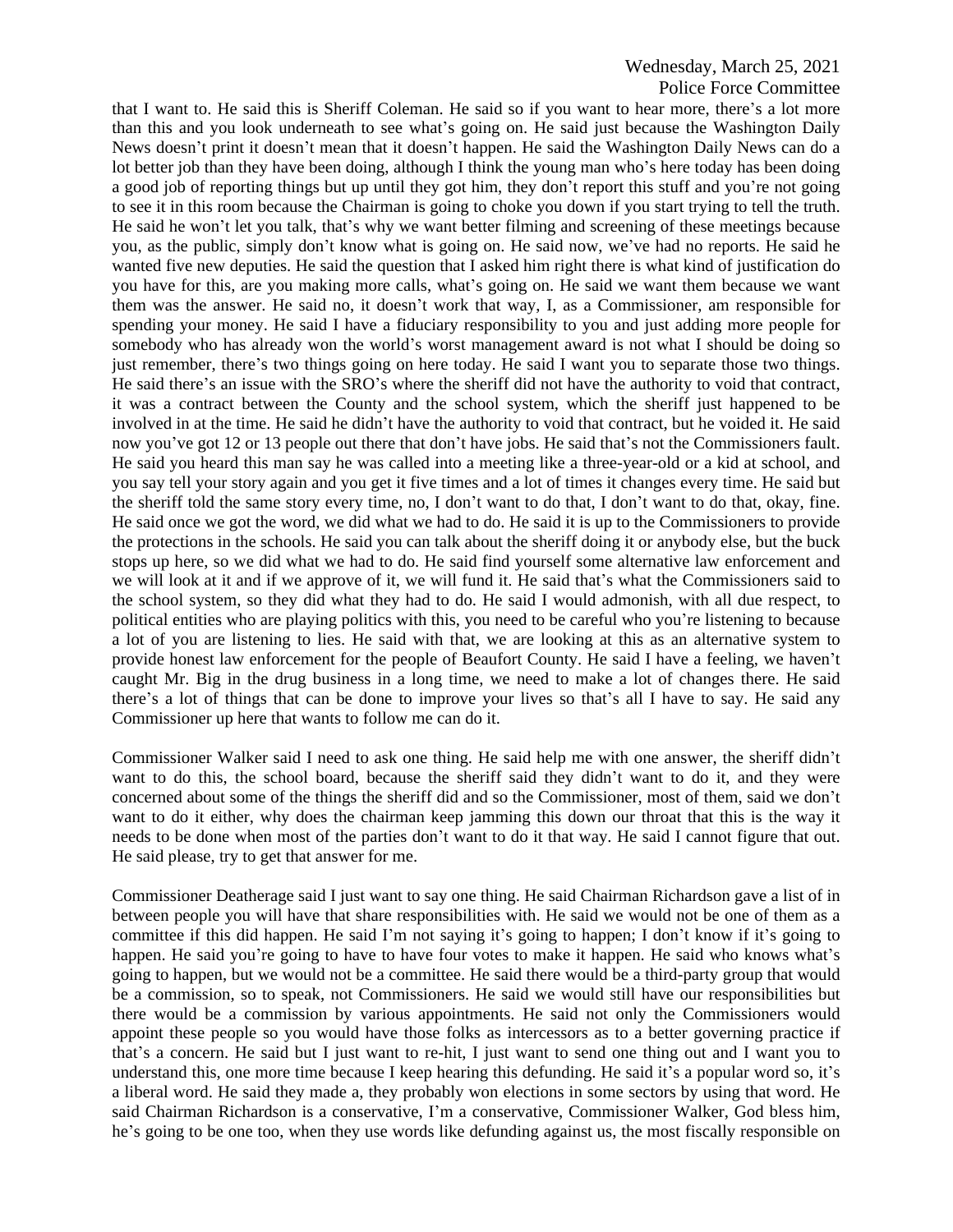that I want to. He said this is Sheriff Coleman. He said so if you want to hear more, there's a lot more than this and you look underneath to see what's going on. He said just because the Washington Daily News doesn't print it doesn't mean that it doesn't happen. He said the Washington Daily News can do a lot better job than they have been doing, although I think the young man who's here today has been doing a good job of reporting things but up until they got him, they don't report this stuff and you're not going to see it in this room because the Chairman is going to choke you down if you start trying to tell the truth. He said he won't let you talk, that's why we want better filming and screening of these meetings because you, as the public, simply don't know what is going on. He said now, we've had no reports. He said he wanted five new deputies. He said the question that I asked him right there is what kind of justification do you have for this, are you making more calls, what's going on. He said we want them because we want them was the answer. He said no, it doesn't work that way, I, as a Commissioner, am responsible for spending your money. He said I have a fiduciary responsibility to you and just adding more people for somebody who has already won the world's worst management award is not what I should be doing so just remember, there's two things going on here today. He said I want you to separate those two things. He said there's an issue with the SRO's where the sheriff did not have the authority to void that contract, it was a contract between the County and the school system, which the sheriff just happened to be involved in at the time. He said he didn't have the authority to void that contract, but he voided it. He said now you've got 12 or 13 people out there that don't have jobs. He said that's not the Commissioners fault. He said you heard this man say he was called into a meeting like a three-year-old or a kid at school, and you say tell your story again and you get it five times and a lot of times it changes every time. He said but the sheriff told the same story every time, no, I don't want to do that, I don't want to do that, okay, fine. He said once we got the word, we did what we had to do. He said it is up to the Commissioners to provide the protections in the schools. He said you can talk about the sheriff doing it or anybody else, but the buck stops up here, so we did what we had to do. He said find yourself some alternative law enforcement and we will look at it and if we approve of it, we will fund it. He said that's what the Commissioners said to the school system, so they did what they had to do. He said I would admonish, with all due respect, to political entities who are playing politics with this, you need to be careful who you're listening to because a lot of you are listening to lies. He said with that, we are looking at this as an alternative system to provide honest law enforcement for the people of Beaufort County. He said I have a feeling, we haven't caught Mr. Big in the drug business in a long time, we need to make a lot of changes there. He said there's a lot of things that can be done to improve your lives so that's all I have to say. He said any Commissioner up here that wants to follow me can do it.

Commissioner Walker said I need to ask one thing. He said help me with one answer, the sheriff didn't want to do this, the school board, because the sheriff said they didn't want to do it, and they were concerned about some of the things the sheriff did and so the Commissioner, most of them, said we don't want to do it either, why does the chairman keep jamming this down our throat that this is the way it needs to be done when most of the parties don't want to do it that way. He said I cannot figure that out. He said please, try to get that answer for me.

Commissioner Deatherage said I just want to say one thing. He said Chairman Richardson gave a list of in between people you will have that share responsibilities with. He said we would not be one of them as a committee if this did happen. He said I'm not saying it's going to happen; I don't know if it's going to happen. He said you're going to have to have four votes to make it happen. He said who knows what's going to happen, but we would not be a committee. He said there would be a third-party group that would be a commission, so to speak, not Commissioners. He said we would still have our responsibilities but there would be a commission by various appointments. He said not only the Commissioners would appoint these people so you would have those folks as intercessors as to a better governing practice if that's a concern. He said but I just want to re-hit, I just want to send one thing out and I want you to understand this, one more time because I keep hearing this defunding. He said it's a popular word so, it's a liberal word. He said they made a, they probably won elections in some sectors by using that word. He said Chairman Richardson is a conservative, I'm a conservative, Commissioner Walker, God bless him, he's going to be one too, when they use words like defunding against us, the most fiscally responsible on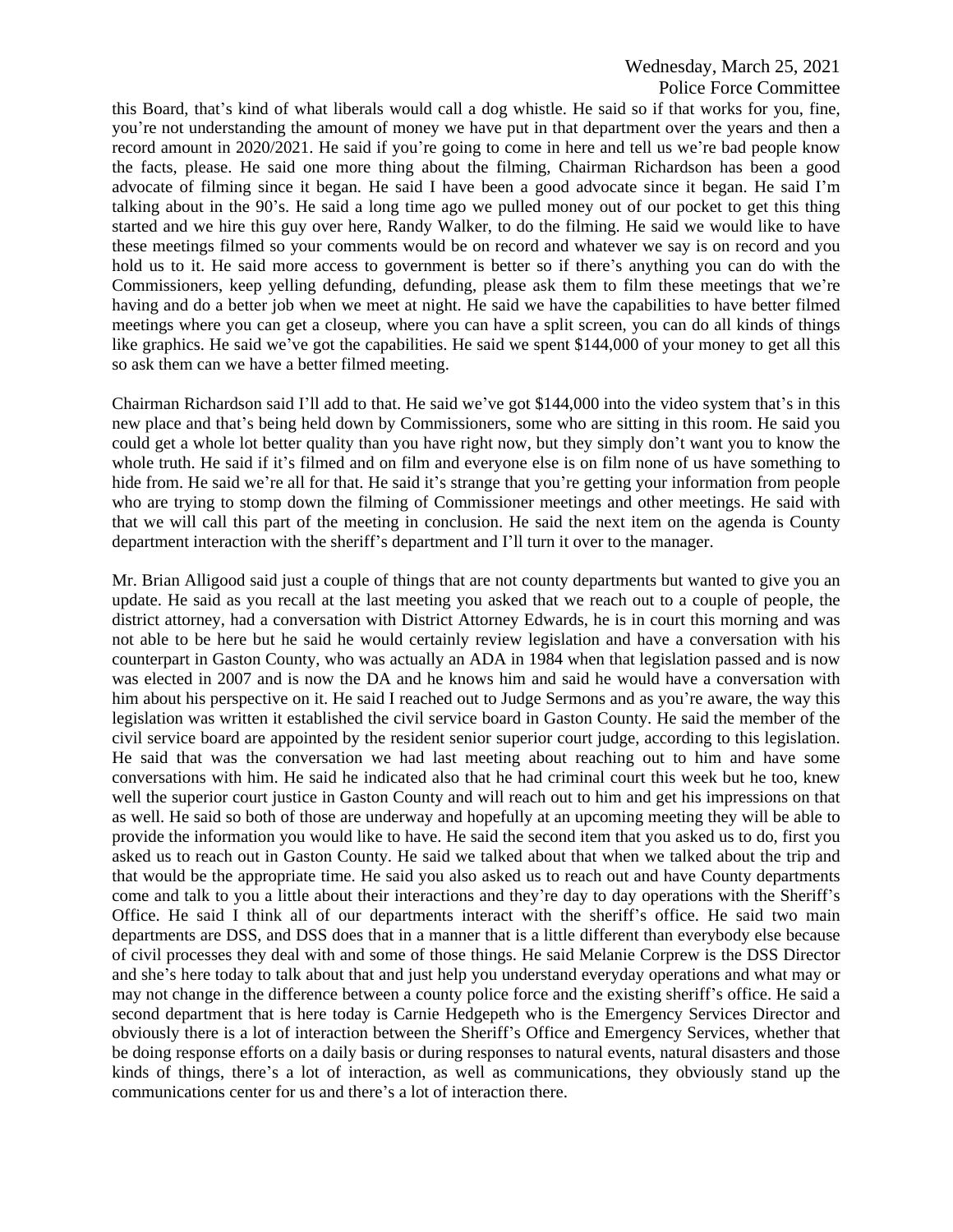this Board, that's kind of what liberals would call a dog whistle. He said so if that works for you, fine, you're not understanding the amount of money we have put in that department over the years and then a record amount in 2020/2021. He said if you're going to come in here and tell us we're bad people know the facts, please. He said one more thing about the filming, Chairman Richardson has been a good advocate of filming since it began. He said I have been a good advocate since it began. He said I'm talking about in the 90's. He said a long time ago we pulled money out of our pocket to get this thing started and we hire this guy over here, Randy Walker, to do the filming. He said we would like to have these meetings filmed so your comments would be on record and whatever we say is on record and you hold us to it. He said more access to government is better so if there's anything you can do with the Commissioners, keep yelling defunding, defunding, please ask them to film these meetings that we're having and do a better job when we meet at night. He said we have the capabilities to have better filmed meetings where you can get a closeup, where you can have a split screen, you can do all kinds of things like graphics. He said we've got the capabilities. He said we spent $144,000 of your money to get all this so ask them can we have a better filmed meeting.

Chairman Richardson said I'll add to that. He said we've got $144,000 into the video system that's in this new place and that's being held down by Commissioners, some who are sitting in this room. He said you could get a whole lot better quality than you have right now, but they simply don't want you to know the whole truth. He said if it's filmed and on film and everyone else is on film none of us have something to hide from. He said we're all for that. He said it's strange that you're getting your information from people who are trying to stomp down the filming of Commissioner meetings and other meetings. He said with that we will call this part of the meeting in conclusion. He said the next item on the agenda is County department interaction with the sheriff's department and I'll turn it over to the manager.

Mr. Brian Alligood said just a couple of things that are not county departments but wanted to give you an update. He said as you recall at the last meeting you asked that we reach out to a couple of people, the district attorney, had a conversation with District Attorney Edwards, he is in court this morning and was not able to be here but he said he would certainly review legislation and have a conversation with his counterpart in Gaston County, who was actually an ADA in 1984 when that legislation passed and is now was elected in 2007 and is now the DA and he knows him and said he would have a conversation with him about his perspective on it. He said I reached out to Judge Sermons and as you're aware, the way this legislation was written it established the civil service board in Gaston County. He said the member of the civil service board are appointed by the resident senior superior court judge, according to this legislation. He said that was the conversation we had last meeting about reaching out to him and have some conversations with him. He said he indicated also that he had criminal court this week but he too, knew well the superior court justice in Gaston County and will reach out to him and get his impressions on that as well. He said so both of those are underway and hopefully at an upcoming meeting they will be able to provide the information you would like to have. He said the second item that you asked us to do, first you asked us to reach out in Gaston County. He said we talked about that when we talked about the trip and that would be the appropriate time. He said you also asked us to reach out and have County departments come and talk to you a little about their interactions and they're day to day operations with the Sheriff's Office. He said I think all of our departments interact with the sheriff's office. He said two main departments are DSS, and DSS does that in a manner that is a little different than everybody else because of civil processes they deal with and some of those things. He said Melanie Corprew is the DSS Director and she's here today to talk about that and just help you understand everyday operations and what may or may not change in the difference between a county police force and the existing sheriff's office. He said a second department that is here today is Carnie Hedgepeth who is the Emergency Services Director and obviously there is a lot of interaction between the Sheriff's Office and Emergency Services, whether that be doing response efforts on a daily basis or during responses to natural events, natural disasters and those kinds of things, there's a lot of interaction, as well as communications, they obviously stand up the communications center for us and there's a lot of interaction there.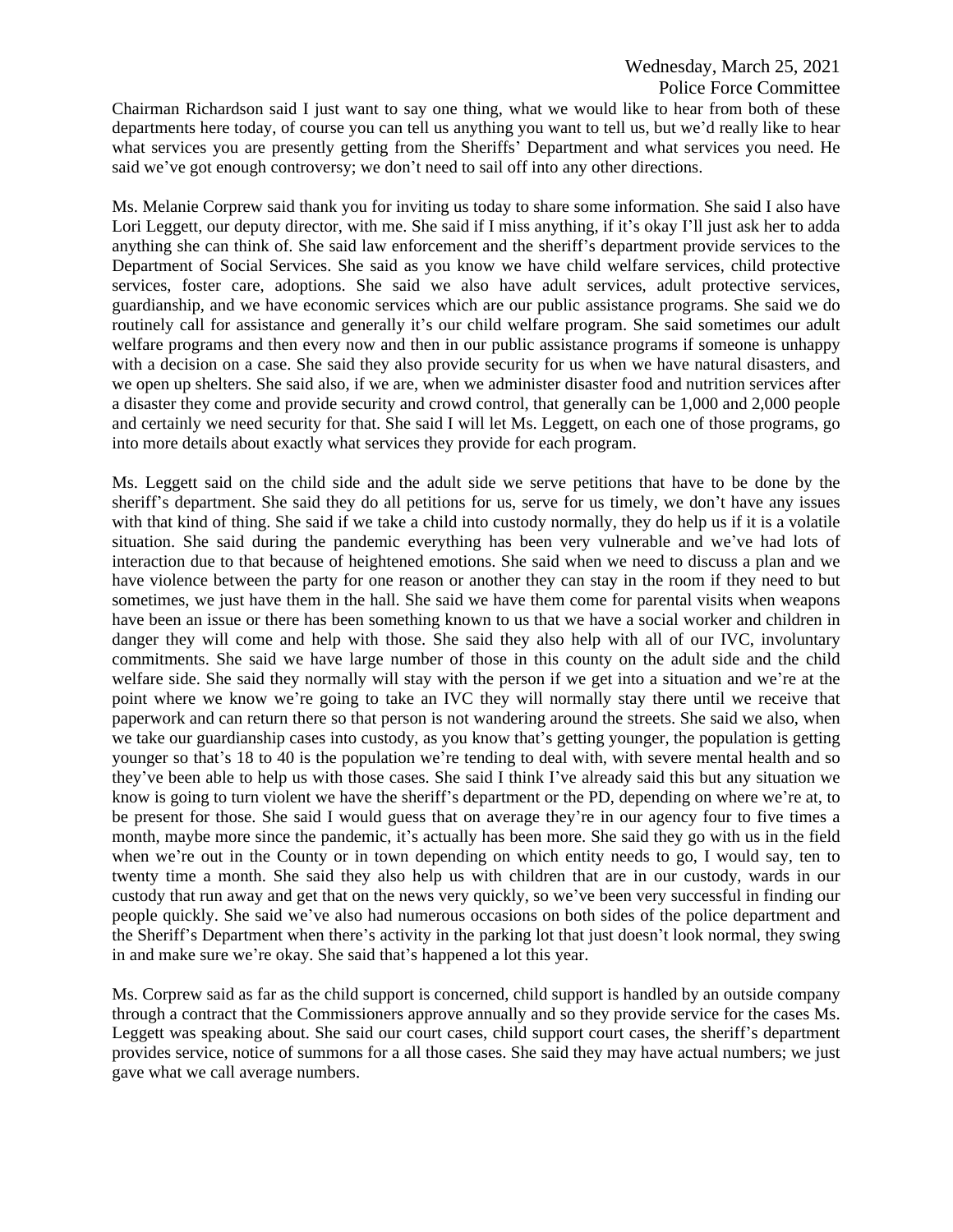Chairman Richardson said I just want to say one thing, what we would like to hear from both of these departments here today, of course you can tell us anything you want to tell us, but we'd really like to hear what services you are presently getting from the Sheriffs' Department and what services you need. He said we've got enough controversy; we don't need to sail off into any other directions.

Ms. Melanie Corprew said thank you for inviting us today to share some information. She said I also have Lori Leggett, our deputy director, with me. She said if I miss anything, if it's okay I'll just ask her to adda anything she can think of. She said law enforcement and the sheriff's department provide services to the Department of Social Services. She said as you know we have child welfare services, child protective services, foster care, adoptions. She said we also have adult services, adult protective services, guardianship, and we have economic services which are our public assistance programs. She said we do routinely call for assistance and generally it's our child welfare program. She said sometimes our adult welfare programs and then every now and then in our public assistance programs if someone is unhappy with a decision on a case. She said they also provide security for us when we have natural disasters, and we open up shelters. She said also, if we are, when we administer disaster food and nutrition services after a disaster they come and provide security and crowd control, that generally can be 1,000 and 2,000 people and certainly we need security for that. She said I will let Ms. Leggett, on each one of those programs, go into more details about exactly what services they provide for each program.

Ms. Leggett said on the child side and the adult side we serve petitions that have to be done by the sheriff's department. She said they do all petitions for us, serve for us timely, we don't have any issues with that kind of thing. She said if we take a child into custody normally, they do help us if it is a volatile situation. She said during the pandemic everything has been very vulnerable and we've had lots of interaction due to that because of heightened emotions. She said when we need to discuss a plan and we have violence between the party for one reason or another they can stay in the room if they need to but sometimes, we just have them in the hall. She said we have them come for parental visits when weapons have been an issue or there has been something known to us that we have a social worker and children in danger they will come and help with those. She said they also help with all of our IVC, involuntary commitments. She said we have large number of those in this county on the adult side and the child welfare side. She said they normally will stay with the person if we get into a situation and we're at the point where we know we're going to take an IVC they will normally stay there until we receive that paperwork and can return there so that person is not wandering around the streets. She said we also, when we take our guardianship cases into custody, as you know that's getting younger, the population is getting younger so that's 18 to 40 is the population we're tending to deal with, with severe mental health and so they've been able to help us with those cases. She said I think I've already said this but any situation we know is going to turn violent we have the sheriff's department or the PD, depending on where we're at, to be present for those. She said I would guess that on average they're in our agency four to five times a month, maybe more since the pandemic, it's actually has been more. She said they go with us in the field when we're out in the County or in town depending on which entity needs to go, I would say, ten to twenty time a month. She said they also help us with children that are in our custody, wards in our custody that run away and get that on the news very quickly, so we've been very successful in finding our people quickly. She said we've also had numerous occasions on both sides of the police department and the Sheriff's Department when there's activity in the parking lot that just doesn't look normal, they swing in and make sure we're okay. She said that's happened a lot this year.

Ms. Corprew said as far as the child support is concerned, child support is handled by an outside company through a contract that the Commissioners approve annually and so they provide service for the cases Ms. Leggett was speaking about. She said our court cases, child support court cases, the sheriff's department provides service, notice of summons for a all those cases. She said they may have actual numbers; we just gave what we call average numbers.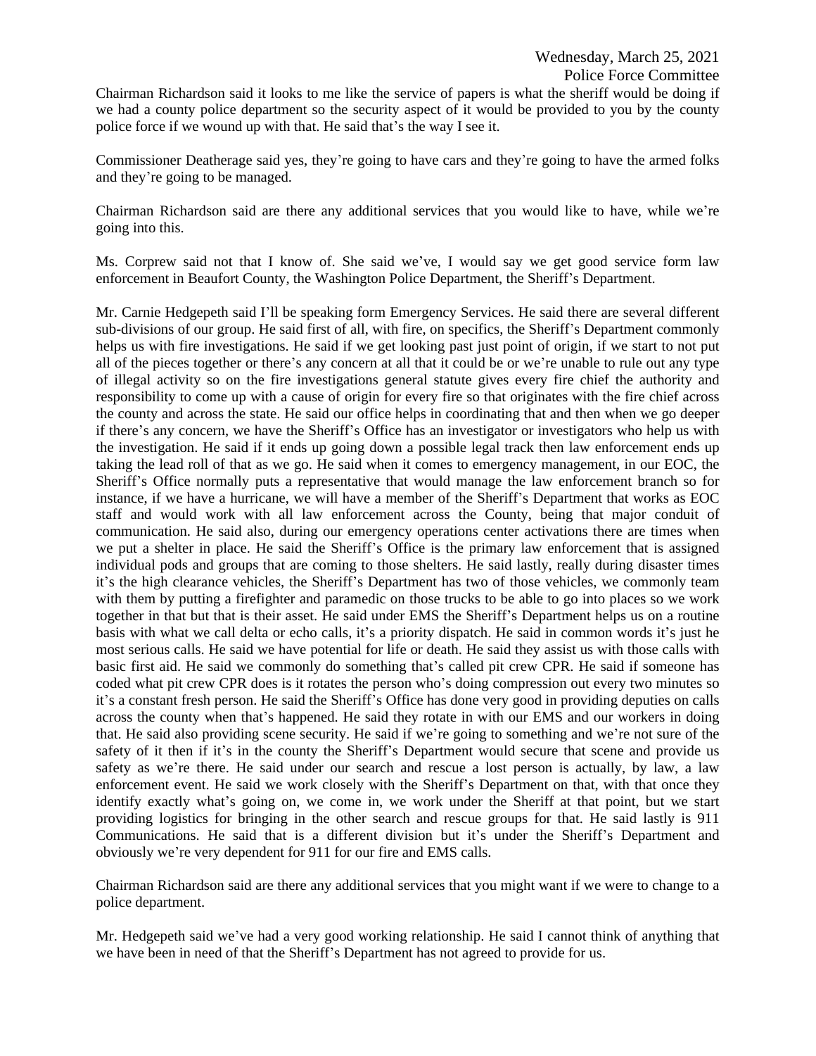Chairman Richardson said it looks to me like the service of papers is what the sheriff would be doing if we had a county police department so the security aspect of it would be provided to you by the county police force if we wound up with that. He said that's the way I see it.

Commissioner Deatherage said yes, they're going to have cars and they're going to have the armed folks and they're going to be managed.

Chairman Richardson said are there any additional services that you would like to have, while we're going into this.

Ms. Corprew said not that I know of. She said we've, I would say we get good service form law enforcement in Beaufort County, the Washington Police Department, the Sheriff's Department.

Mr. Carnie Hedgepeth said I'll be speaking form Emergency Services. He said there are several different sub-divisions of our group. He said first of all, with fire, on specifics, the Sheriff's Department commonly helps us with fire investigations. He said if we get looking past just point of origin, if we start to not put all of the pieces together or there's any concern at all that it could be or we're unable to rule out any type of illegal activity so on the fire investigations general statute gives every fire chief the authority and responsibility to come up with a cause of origin for every fire so that originates with the fire chief across the county and across the state. He said our office helps in coordinating that and then when we go deeper if there's any concern, we have the Sheriff's Office has an investigator or investigators who help us with the investigation. He said if it ends up going down a possible legal track then law enforcement ends up taking the lead roll of that as we go. He said when it comes to emergency management, in our EOC, the Sheriff's Office normally puts a representative that would manage the law enforcement branch so for instance, if we have a hurricane, we will have a member of the Sheriff's Department that works as EOC staff and would work with all law enforcement across the County, being that major conduit of communication. He said also, during our emergency operations center activations there are times when we put a shelter in place. He said the Sheriff's Office is the primary law enforcement that is assigned individual pods and groups that are coming to those shelters. He said lastly, really during disaster times it's the high clearance vehicles, the Sheriff's Department has two of those vehicles, we commonly team with them by putting a firefighter and paramedic on those trucks to be able to go into places so we work together in that but that is their asset. He said under EMS the Sheriff's Department helps us on a routine basis with what we call delta or echo calls, it's a priority dispatch. He said in common words it's just he most serious calls. He said we have potential for life or death. He said they assist us with those calls with basic first aid. He said we commonly do something that's called pit crew CPR. He said if someone has coded what pit crew CPR does is it rotates the person who's doing compression out every two minutes so it's a constant fresh person. He said the Sheriff's Office has done very good in providing deputies on calls across the county when that's happened. He said they rotate in with our EMS and our workers in doing that. He said also providing scene security. He said if we're going to something and we're not sure of the safety of it then if it's in the county the Sheriff's Department would secure that scene and provide us safety as we're there. He said under our search and rescue a lost person is actually, by law, a law enforcement event. He said we work closely with the Sheriff's Department on that, with that once they identify exactly what's going on, we come in, we work under the Sheriff at that point, but we start providing logistics for bringing in the other search and rescue groups for that. He said lastly is 911 Communications. He said that is a different division but it's under the Sheriff's Department and obviously we're very dependent for 911 for our fire and EMS calls.

Chairman Richardson said are there any additional services that you might want if we were to change to a police department.

Mr. Hedgepeth said we've had a very good working relationship. He said I cannot think of anything that we have been in need of that the Sheriff's Department has not agreed to provide for us.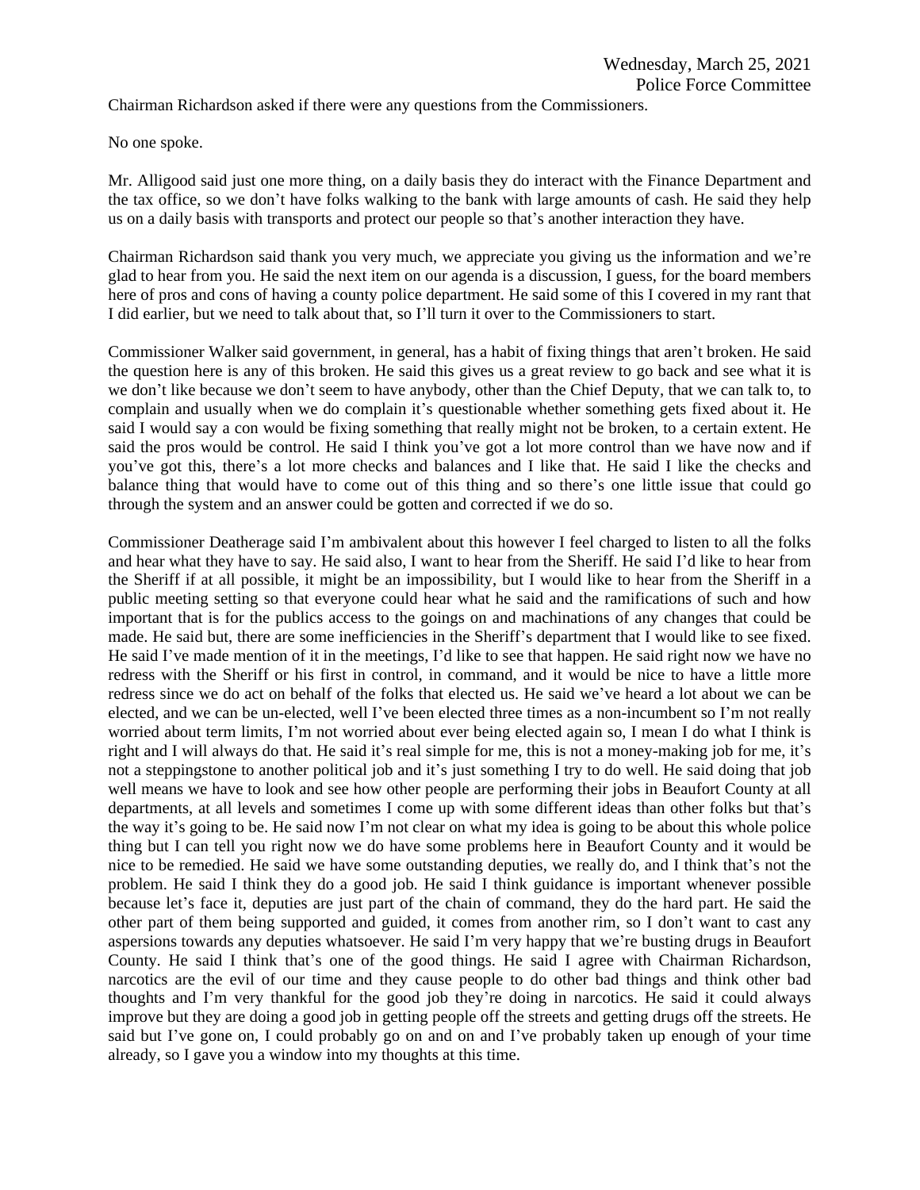Chairman Richardson asked if there were any questions from the Commissioners.

No one spoke.

Mr. Alligood said just one more thing, on a daily basis they do interact with the Finance Department and the tax office, so we don't have folks walking to the bank with large amounts of cash. He said they help us on a daily basis with transports and protect our people so that's another interaction they have.

Chairman Richardson said thank you very much, we appreciate you giving us the information and we're glad to hear from you. He said the next item on our agenda is a discussion, I guess, for the board members here of pros and cons of having a county police department. He said some of this I covered in my rant that I did earlier, but we need to talk about that, so I'll turn it over to the Commissioners to start.

Commissioner Walker said government, in general, has a habit of fixing things that aren't broken. He said the question here is any of this broken. He said this gives us a great review to go back and see what it is we don't like because we don't seem to have anybody, other than the Chief Deputy, that we can talk to, to complain and usually when we do complain it's questionable whether something gets fixed about it. He said I would say a con would be fixing something that really might not be broken, to a certain extent. He said the pros would be control. He said I think you've got a lot more control than we have now and if you've got this, there's a lot more checks and balances and I like that. He said I like the checks and balance thing that would have to come out of this thing and so there's one little issue that could go through the system and an answer could be gotten and corrected if we do so.

Commissioner Deatherage said I'm ambivalent about this however I feel charged to listen to all the folks and hear what they have to say. He said also, I want to hear from the Sheriff. He said I'd like to hear from the Sheriff if at all possible, it might be an impossibility, but I would like to hear from the Sheriff in a public meeting setting so that everyone could hear what he said and the ramifications of such and how important that is for the publics access to the goings on and machinations of any changes that could be made. He said but, there are some inefficiencies in the Sheriff's department that I would like to see fixed. He said I've made mention of it in the meetings, I'd like to see that happen. He said right now we have no redress with the Sheriff or his first in control, in command, and it would be nice to have a little more redress since we do act on behalf of the folks that elected us. He said we've heard a lot about we can be elected, and we can be un-elected, well I've been elected three times as a non-incumbent so I'm not really worried about term limits, I'm not worried about ever being elected again so, I mean I do what I think is right and I will always do that. He said it's real simple for me, this is not a money-making job for me, it's not a steppingstone to another political job and it's just something I try to do well. He said doing that job well means we have to look and see how other people are performing their jobs in Beaufort County at all departments, at all levels and sometimes I come up with some different ideas than other folks but that's the way it's going to be. He said now I'm not clear on what my idea is going to be about this whole police thing but I can tell you right now we do have some problems here in Beaufort County and it would be nice to be remedied. He said we have some outstanding deputies, we really do, and I think that's not the problem. He said I think they do a good job. He said I think guidance is important whenever possible because let's face it, deputies are just part of the chain of command, they do the hard part. He said the other part of them being supported and guided, it comes from another rim, so I don't want to cast any aspersions towards any deputies whatsoever. He said I'm very happy that we're busting drugs in Beaufort County. He said I think that's one of the good things. He said I agree with Chairman Richardson, narcotics are the evil of our time and they cause people to do other bad things and think other bad thoughts and I'm very thankful for the good job they're doing in narcotics. He said it could always improve but they are doing a good job in getting people off the streets and getting drugs off the streets. He said but I've gone on, I could probably go on and on and I've probably taken up enough of your time already, so I gave you a window into my thoughts at this time.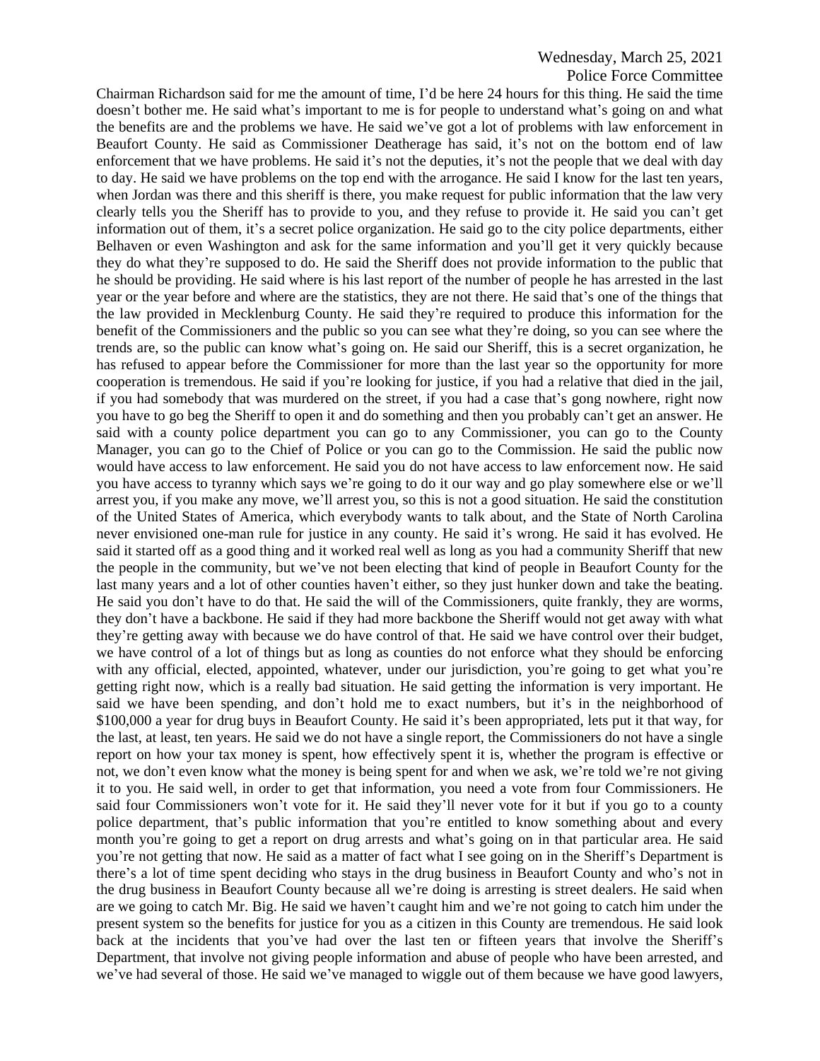Chairman Richardson said for me the amount of time, I'd be here 24 hours for this thing. He said the time doesn't bother me. He said what's important to me is for people to understand what's going on and what the benefits are and the problems we have. He said we've got a lot of problems with law enforcement in Beaufort County. He said as Commissioner Deatherage has said, it's not on the bottom end of law enforcement that we have problems. He said it's not the deputies, it's not the people that we deal with day to day. He said we have problems on the top end with the arrogance. He said I know for the last ten years, when Jordan was there and this sheriff is there, you make request for public information that the law very clearly tells you the Sheriff has to provide to you, and they refuse to provide it. He said you can't get information out of them, it's a secret police organization. He said go to the city police departments, either Belhaven or even Washington and ask for the same information and you'll get it very quickly because they do what they're supposed to do. He said the Sheriff does not provide information to the public that he should be providing. He said where is his last report of the number of people he has arrested in the last year or the year before and where are the statistics, they are not there. He said that's one of the things that the law provided in Mecklenburg County. He said they're required to produce this information for the benefit of the Commissioners and the public so you can see what they're doing, so you can see where the trends are, so the public can know what's going on. He said our Sheriff, this is a secret organization, he has refused to appear before the Commissioner for more than the last year so the opportunity for more cooperation is tremendous. He said if you're looking for justice, if you had a relative that died in the jail, if you had somebody that was murdered on the street, if you had a case that's gong nowhere, right now you have to go beg the Sheriff to open it and do something and then you probably can't get an answer. He said with a county police department you can go to any Commissioner, you can go to the County Manager, you can go to the Chief of Police or you can go to the Commission. He said the public now would have access to law enforcement. He said you do not have access to law enforcement now. He said you have access to tyranny which says we're going to do it our way and go play somewhere else or we'll arrest you, if you make any move, we'll arrest you, so this is not a good situation. He said the constitution of the United States of America, which everybody wants to talk about, and the State of North Carolina never envisioned one-man rule for justice in any county. He said it's wrong. He said it has evolved. He said it started off as a good thing and it worked real well as long as you had a community Sheriff that new the people in the community, but we've not been electing that kind of people in Beaufort County for the last many years and a lot of other counties haven't either, so they just hunker down and take the beating. He said you don't have to do that. He said the will of the Commissioners, quite frankly, they are worms, they don't have a backbone. He said if they had more backbone the Sheriff would not get away with what they're getting away with because we do have control of that. He said we have control over their budget, we have control of a lot of things but as long as counties do not enforce what they should be enforcing with any official, elected, appointed, whatever, under our jurisdiction, you're going to get what you're getting right now, which is a really bad situation. He said getting the information is very important. He said we have been spending, and don't hold me to exact numbers, but it's in the neighborhood of $100,000 a year for drug buys in Beaufort County. He said it's been appropriated, lets put it that way, for the last, at least, ten years. He said we do not have a single report, the Commissioners do not have a single report on how your tax money is spent, how effectively spent it is, whether the program is effective or not, we don't even know what the money is being spent for and when we ask, we're told we're not giving it to you. He said well, in order to get that information, you need a vote from four Commissioners. He said four Commissioners won't vote for it. He said they'll never vote for it but if you go to a county police department, that's public information that you're entitled to know something about and every month you're going to get a report on drug arrests and what's going on in that particular area. He said you're not getting that now. He said as a matter of fact what I see going on in the Sheriff's Department is there's a lot of time spent deciding who stays in the drug business in Beaufort County and who's not in the drug business in Beaufort County because all we're doing is arresting is street dealers. He said when are we going to catch Mr. Big. He said we haven't caught him and we're not going to catch him under the present system so the benefits for justice for you as a citizen in this County are tremendous. He said look back at the incidents that you've had over the last ten or fifteen years that involve the Sheriff's Department, that involve not giving people information and abuse of people who have been arrested, and we've had several of those. He said we've managed to wiggle out of them because we have good lawyers,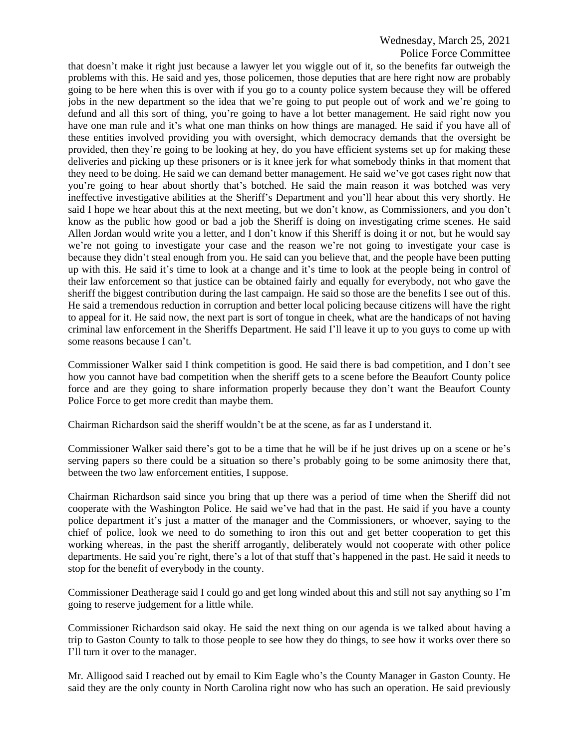that doesn't make it right just because a lawyer let you wiggle out of it, so the benefits far outweigh the problems with this. He said and yes, those policemen, those deputies that are here right now are probably going to be here when this is over with if you go to a county police system because they will be offered jobs in the new department so the idea that we're going to put people out of work and we're going to defund and all this sort of thing, you're going to have a lot better management. He said right now you have one man rule and it's what one man thinks on how things are managed. He said if you have all of these entities involved providing you with oversight, which democracy demands that the oversight be provided, then they're going to be looking at hey, do you have efficient systems set up for making these deliveries and picking up these prisoners or is it knee jerk for what somebody thinks in that moment that they need to be doing. He said we can demand better management. He said we've got cases right now that you're going to hear about shortly that's botched. He said the main reason it was botched was very ineffective investigative abilities at the Sheriff's Department and you'll hear about this very shortly. He said I hope we hear about this at the next meeting, but we don't know, as Commissioners, and you don't know as the public how good or bad a job the Sheriff is doing on investigating crime scenes. He said Allen Jordan would write you a letter, and I don't know if this Sheriff is doing it or not, but he would say we're not going to investigate your case and the reason we're not going to investigate your case is because they didn't steal enough from you. He said can you believe that, and the people have been putting up with this. He said it's time to look at a change and it's time to look at the people being in control of their law enforcement so that justice can be obtained fairly and equally for everybody, not who gave the sheriff the biggest contribution during the last campaign. He said so those are the benefits I see out of this. He said a tremendous reduction in corruption and better local policing because citizens will have the right to appeal for it. He said now, the next part is sort of tongue in cheek, what are the handicaps of not having criminal law enforcement in the Sheriffs Department. He said I'll leave it up to you guys to come up with some reasons because I can't.

Commissioner Walker said I think competition is good. He said there is bad competition, and I don't see how you cannot have bad competition when the sheriff gets to a scene before the Beaufort County police force and are they going to share information properly because they don't want the Beaufort County Police Force to get more credit than maybe them.

Chairman Richardson said the sheriff wouldn't be at the scene, as far as I understand it.

Commissioner Walker said there's got to be a time that he will be if he just drives up on a scene or he's serving papers so there could be a situation so there's probably going to be some animosity there that, between the two law enforcement entities, I suppose.

Chairman Richardson said since you bring that up there was a period of time when the Sheriff did not cooperate with the Washington Police. He said we've had that in the past. He said if you have a county police department it's just a matter of the manager and the Commissioners, or whoever, saying to the chief of police, look we need to do something to iron this out and get better cooperation to get this working whereas, in the past the sheriff arrogantly, deliberately would not cooperate with other police departments. He said you're right, there's a lot of that stuff that's happened in the past. He said it needs to stop for the benefit of everybody in the county.

Commissioner Deatherage said I could go and get long winded about this and still not say anything so I'm going to reserve judgement for a little while.

Commissioner Richardson said okay. He said the next thing on our agenda is we talked about having a trip to Gaston County to talk to those people to see how they do things, to see how it works over there so I'll turn it over to the manager.

Mr. Alligood said I reached out by email to Kim Eagle who's the County Manager in Gaston County. He said they are the only county in North Carolina right now who has such an operation. He said previously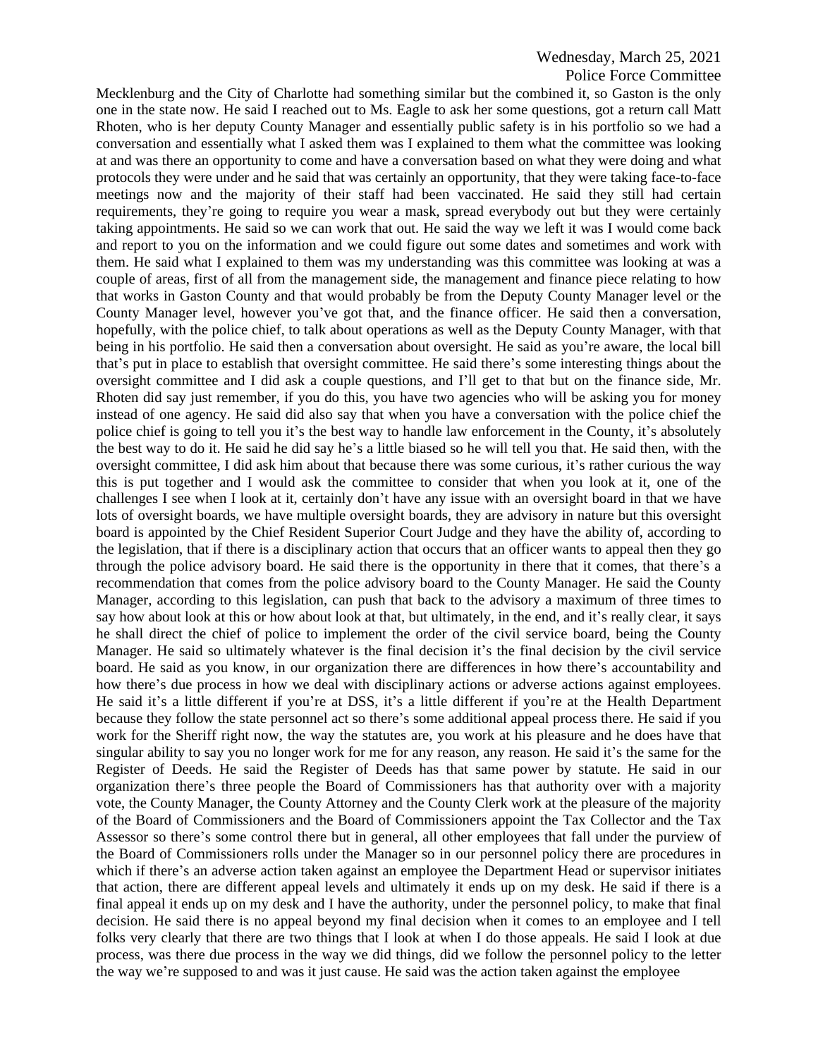Mecklenburg and the City of Charlotte had something similar but the combined it, so Gaston is the only one in the state now. He said I reached out to Ms. Eagle to ask her some questions, got a return call Matt Rhoten, who is her deputy County Manager and essentially public safety is in his portfolio so we had a conversation and essentially what I asked them was I explained to them what the committee was looking at and was there an opportunity to come and have a conversation based on what they were doing and what protocols they were under and he said that was certainly an opportunity, that they were taking face-to-face meetings now and the majority of their staff had been vaccinated. He said they still had certain requirements, they're going to require you wear a mask, spread everybody out but they were certainly taking appointments. He said so we can work that out. He said the way we left it was I would come back and report to you on the information and we could figure out some dates and sometimes and work with them. He said what I explained to them was my understanding was this committee was looking at was a couple of areas, first of all from the management side, the management and finance piece relating to how that works in Gaston County and that would probably be from the Deputy County Manager level or the County Manager level, however you've got that, and the finance officer. He said then a conversation, hopefully, with the police chief, to talk about operations as well as the Deputy County Manager, with that being in his portfolio. He said then a conversation about oversight. He said as you're aware, the local bill that's put in place to establish that oversight committee. He said there's some interesting things about the oversight committee and I did ask a couple questions, and I'll get to that but on the finance side, Mr. Rhoten did say just remember, if you do this, you have two agencies who will be asking you for money instead of one agency. He said did also say that when you have a conversation with the police chief the police chief is going to tell you it's the best way to handle law enforcement in the County, it's absolutely the best way to do it. He said he did say he's a little biased so he will tell you that. He said then, with the oversight committee, I did ask him about that because there was some curious, it's rather curious the way this is put together and I would ask the committee to consider that when you look at it, one of the challenges I see when I look at it, certainly don't have any issue with an oversight board in that we have lots of oversight boards, we have multiple oversight boards, they are advisory in nature but this oversight board is appointed by the Chief Resident Superior Court Judge and they have the ability of, according to the legislation, that if there is a disciplinary action that occurs that an officer wants to appeal then they go through the police advisory board. He said there is the opportunity in there that it comes, that there's a recommendation that comes from the police advisory board to the County Manager. He said the County Manager, according to this legislation, can push that back to the advisory a maximum of three times to say how about look at this or how about look at that, but ultimately, in the end, and it's really clear, it says he shall direct the chief of police to implement the order of the civil service board, being the County Manager. He said so ultimately whatever is the final decision it's the final decision by the civil service board. He said as you know, in our organization there are differences in how there's accountability and how there's due process in how we deal with disciplinary actions or adverse actions against employees. He said it's a little different if you're at DSS, it's a little different if you're at the Health Department because they follow the state personnel act so there's some additional appeal process there. He said if you work for the Sheriff right now, the way the statutes are, you work at his pleasure and he does have that singular ability to say you no longer work for me for any reason, any reason. He said it's the same for the Register of Deeds. He said the Register of Deeds has that same power by statute. He said in our organization there's three people the Board of Commissioners has that authority over with a majority vote, the County Manager, the County Attorney and the County Clerk work at the pleasure of the majority of the Board of Commissioners and the Board of Commissioners appoint the Tax Collector and the Tax Assessor so there's some control there but in general, all other employees that fall under the purview of the Board of Commissioners rolls under the Manager so in our personnel policy there are procedures in which if there's an adverse action taken against an employee the Department Head or supervisor initiates that action, there are different appeal levels and ultimately it ends up on my desk. He said if there is a final appeal it ends up on my desk and I have the authority, under the personnel policy, to make that final decision. He said there is no appeal beyond my final decision when it comes to an employee and I tell folks very clearly that there are two things that I look at when I do those appeals. He said I look at due process, was there due process in the way we did things, did we follow the personnel policy to the letter the way we're supposed to and was it just cause. He said was the action taken against the employee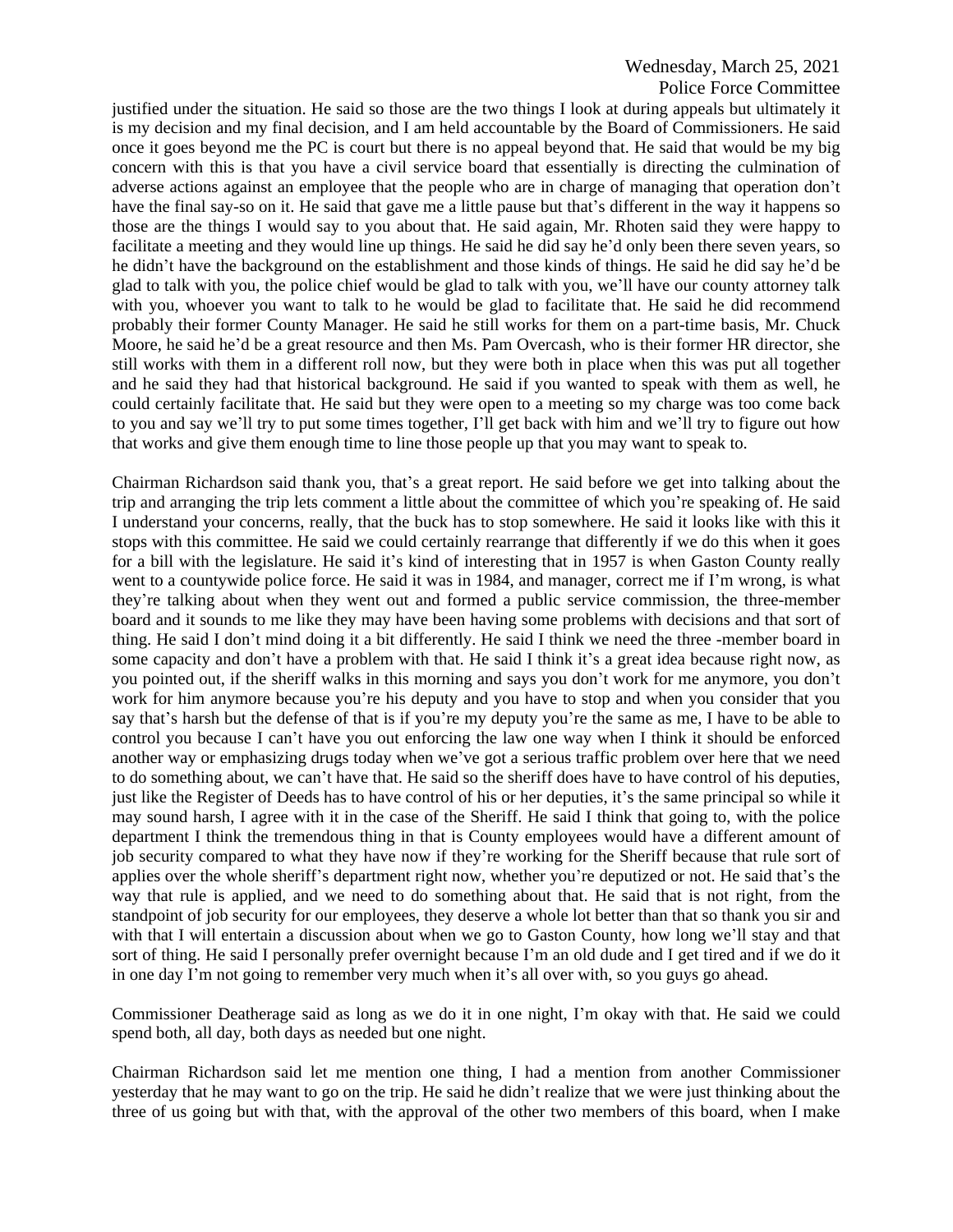justified under the situation. He said so those are the two things I look at during appeals but ultimately it is my decision and my final decision, and I am held accountable by the Board of Commissioners. He said once it goes beyond me the PC is court but there is no appeal beyond that. He said that would be my big concern with this is that you have a civil service board that essentially is directing the culmination of adverse actions against an employee that the people who are in charge of managing that operation don't have the final say-so on it. He said that gave me a little pause but that's different in the way it happens so those are the things I would say to you about that. He said again, Mr. Rhoten said they were happy to facilitate a meeting and they would line up things. He said he did say he'd only been there seven years, so he didn't have the background on the establishment and those kinds of things. He said he did say he'd be glad to talk with you, the police chief would be glad to talk with you, we'll have our county attorney talk with you, whoever you want to talk to he would be glad to facilitate that. He said he did recommend probably their former County Manager. He said he still works for them on a part-time basis, Mr. Chuck Moore, he said he'd be a great resource and then Ms. Pam Overcash, who is their former HR director, she still works with them in a different roll now, but they were both in place when this was put all together and he said they had that historical background. He said if you wanted to speak with them as well, he could certainly facilitate that. He said but they were open to a meeting so my charge was too come back to you and say we'll try to put some times together, I'll get back with him and we'll try to figure out how that works and give them enough time to line those people up that you may want to speak to.

Chairman Richardson said thank you, that's a great report. He said before we get into talking about the trip and arranging the trip lets comment a little about the committee of which you're speaking of. He said I understand your concerns, really, that the buck has to stop somewhere. He said it looks like with this it stops with this committee. He said we could certainly rearrange that differently if we do this when it goes for a bill with the legislature. He said it's kind of interesting that in 1957 is when Gaston County really went to a countywide police force. He said it was in 1984, and manager, correct me if I'm wrong, is what they're talking about when they went out and formed a public service commission, the three-member board and it sounds to me like they may have been having some problems with decisions and that sort of thing. He said I don't mind doing it a bit differently. He said I think we need the three -member board in some capacity and don't have a problem with that. He said I think it's a great idea because right now, as you pointed out, if the sheriff walks in this morning and says you don't work for me anymore, you don't work for him anymore because you're his deputy and you have to stop and when you consider that you say that's harsh but the defense of that is if you're my deputy you're the same as me, I have to be able to control you because I can't have you out enforcing the law one way when I think it should be enforced another way or emphasizing drugs today when we've got a serious traffic problem over here that we need to do something about, we can't have that. He said so the sheriff does have to have control of his deputies, just like the Register of Deeds has to have control of his or her deputies, it's the same principal so while it may sound harsh, I agree with it in the case of the Sheriff. He said I think that going to, with the police department I think the tremendous thing in that is County employees would have a different amount of job security compared to what they have now if they're working for the Sheriff because that rule sort of applies over the whole sheriff's department right now, whether you're deputized or not. He said that's the way that rule is applied, and we need to do something about that. He said that is not right, from the standpoint of job security for our employees, they deserve a whole lot better than that so thank you sir and with that I will entertain a discussion about when we go to Gaston County, how long we'll stay and that sort of thing. He said I personally prefer overnight because I'm an old dude and I get tired and if we do it in one day I'm not going to remember very much when it's all over with, so you guys go ahead.

Commissioner Deatherage said as long as we do it in one night, I'm okay with that. He said we could spend both, all day, both days as needed but one night.

Chairman Richardson said let me mention one thing, I had a mention from another Commissioner yesterday that he may want to go on the trip. He said he didn't realize that we were just thinking about the three of us going but with that, with the approval of the other two members of this board, when I make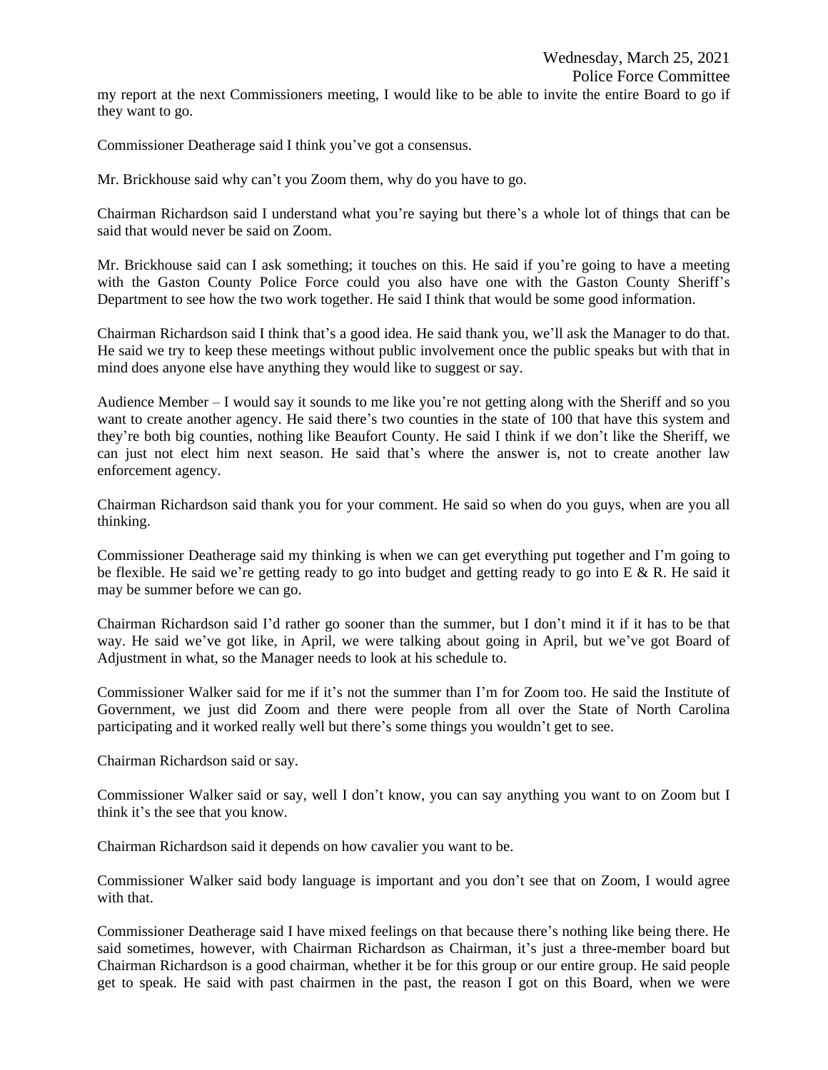my report at the next Commissioners meeting, I would like to be able to invite the entire Board to go if they want to go.

Commissioner Deatherage said I think you've got a consensus.

Mr. Brickhouse said why can't you Zoom them, why do you have to go.

Chairman Richardson said I understand what you're saying but there's a whole lot of things that can be said that would never be said on Zoom.

Mr. Brickhouse said can I ask something; it touches on this. He said if you're going to have a meeting with the Gaston County Police Force could you also have one with the Gaston County Sheriff's Department to see how the two work together. He said I think that would be some good information.

Chairman Richardson said I think that's a good idea. He said thank you, we'll ask the Manager to do that. He said we try to keep these meetings without public involvement once the public speaks but with that in mind does anyone else have anything they would like to suggest or say.

Audience Member – I would say it sounds to me like you're not getting along with the Sheriff and so you want to create another agency. He said there's two counties in the state of 100 that have this system and they're both big counties, nothing like Beaufort County. He said I think if we don't like the Sheriff, we can just not elect him next season. He said that's where the answer is, not to create another law enforcement agency.

Chairman Richardson said thank you for your comment. He said so when do you guys, when are you all thinking.

Commissioner Deatherage said my thinking is when we can get everything put together and I'm going to be flexible. He said we're getting ready to go into budget and getting ready to go into E & R. He said it may be summer before we can go.

Chairman Richardson said I'd rather go sooner than the summer, but I don't mind it if it has to be that way. He said we've got like, in April, we were talking about going in April, but we've got Board of Adjustment in what, so the Manager needs to look at his schedule to.

Commissioner Walker said for me if it's not the summer than I'm for Zoom too. He said the Institute of Government, we just did Zoom and there were people from all over the State of North Carolina participating and it worked really well but there's some things you wouldn't get to see.

Chairman Richardson said or say.

Commissioner Walker said or say, well I don't know, you can say anything you want to on Zoom but I think it's the see that you know.

Chairman Richardson said it depends on how cavalier you want to be.

Commissioner Walker said body language is important and you don't see that on Zoom, I would agree with that.

Commissioner Deatherage said I have mixed feelings on that because there's nothing like being there. He said sometimes, however, with Chairman Richardson as Chairman, it's just a three-member board but Chairman Richardson is a good chairman, whether it be for this group or our entire group. He said people get to speak. He said with past chairmen in the past, the reason I got on this Board, when we were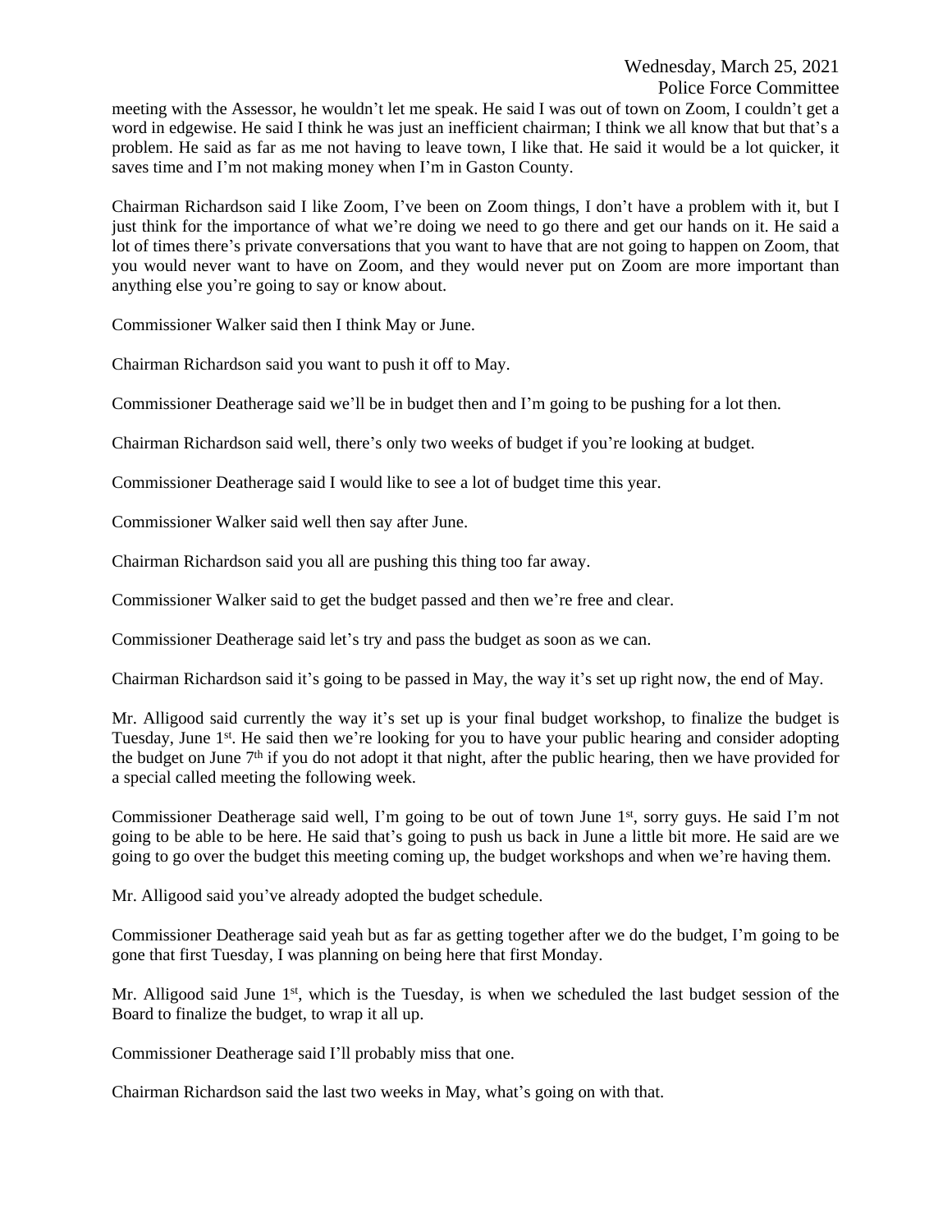meeting with the Assessor, he wouldn't let me speak. He said I was out of town on Zoom, I couldn't get a word in edgewise. He said I think he was just an inefficient chairman; I think we all know that but that's a problem. He said as far as me not having to leave town, I like that. He said it would be a lot quicker, it saves time and I'm not making money when I'm in Gaston County.

Chairman Richardson said I like Zoom, I've been on Zoom things, I don't have a problem with it, but I just think for the importance of what we're doing we need to go there and get our hands on it. He said a lot of times there's private conversations that you want to have that are not going to happen on Zoom, that you would never want to have on Zoom, and they would never put on Zoom are more important than anything else you're going to say or know about.

Commissioner Walker said then I think May or June.

Chairman Richardson said you want to push it off to May.

Commissioner Deatherage said we'll be in budget then and I'm going to be pushing for a lot then.

Chairman Richardson said well, there's only two weeks of budget if you're looking at budget.

Commissioner Deatherage said I would like to see a lot of budget time this year.

Commissioner Walker said well then say after June.

Chairman Richardson said you all are pushing this thing too far away.

Commissioner Walker said to get the budget passed and then we're free and clear.

Commissioner Deatherage said let's try and pass the budget as soon as we can.

Chairman Richardson said it's going to be passed in May, the way it's set up right now, the end of May.

Mr. Alligood said currently the way it's set up is your final budget workshop, to finalize the budget is Tuesday, June 1st. He said then we're looking for you to have your public hearing and consider adopting the budget on June 7th if you do not adopt it that night, after the public hearing, then we have provided for a special called meeting the following week.

Commissioner Deatherage said well, I'm going to be out of town June 1st, sorry guys. He said I'm not going to be able to be here. He said that's going to push us back in June a little bit more. He said are we going to go over the budget this meeting coming up, the budget workshops and when we're having them.

Mr. Alligood said you've already adopted the budget schedule.

Commissioner Deatherage said yeah but as far as getting together after we do the budget, I'm going to be gone that first Tuesday, I was planning on being here that first Monday.

Mr. Alligood said June 1st, which is the Tuesday, is when we scheduled the last budget session of the Board to finalize the budget, to wrap it all up.

Commissioner Deatherage said I'll probably miss that one.

Chairman Richardson said the last two weeks in May, what's going on with that.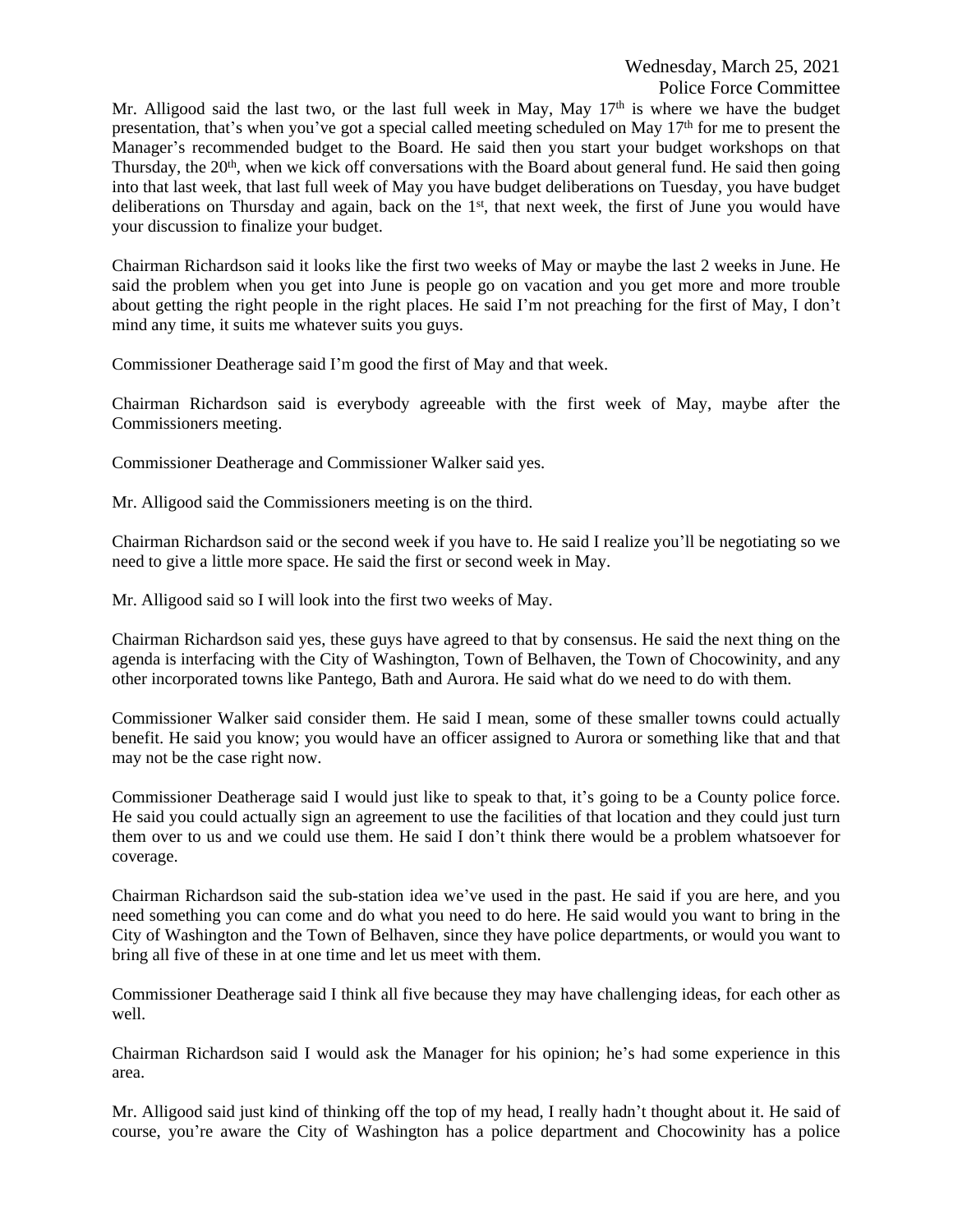Mr. Alligood said the last two, or the last full week in May, May 17th is where we have the budget presentation, that's when you've got a special called meeting scheduled on May 17th for me to present the Manager's recommended budget to the Board. He said then you start your budget workshops on that Thursday, the 20th, when we kick off conversations with the Board about general fund. He said then going into that last week, that last full week of May you have budget deliberations on Tuesday, you have budget deliberations on Thursday and again, back on the 1st, that next week, the first of June you would have your discussion to finalize your budget.

Chairman Richardson said it looks like the first two weeks of May or maybe the last 2 weeks in June. He said the problem when you get into June is people go on vacation and you get more and more trouble about getting the right people in the right places. He said I'm not preaching for the first of May, I don't mind any time, it suits me whatever suits you guys.

Commissioner Deatherage said I'm good the first of May and that week.

Chairman Richardson said is everybody agreeable with the first week of May, maybe after the Commissioners meeting.

Commissioner Deatherage and Commissioner Walker said yes.

Mr. Alligood said the Commissioners meeting is on the third.

Chairman Richardson said or the second week if you have to. He said I realize you'll be negotiating so we need to give a little more space. He said the first or second week in May.

Mr. Alligood said so I will look into the first two weeks of May.

Chairman Richardson said yes, these guys have agreed to that by consensus. He said the next thing on the agenda is interfacing with the City of Washington, Town of Belhaven, the Town of Chocowinity, and any other incorporated towns like Pantego, Bath and Aurora. He said what do we need to do with them.

Commissioner Walker said consider them. He said I mean, some of these smaller towns could actually benefit. He said you know; you would have an officer assigned to Aurora or something like that and that may not be the case right now.

Commissioner Deatherage said I would just like to speak to that, it's going to be a County police force. He said you could actually sign an agreement to use the facilities of that location and they could just turn them over to us and we could use them. He said I don't think there would be a problem whatsoever for coverage.

Chairman Richardson said the sub-station idea we've used in the past. He said if you are here, and you need something you can come and do what you need to do here. He said would you want to bring in the City of Washington and the Town of Belhaven, since they have police departments, or would you want to bring all five of these in at one time and let us meet with them.

Commissioner Deatherage said I think all five because they may have challenging ideas, for each other as well.

Chairman Richardson said I would ask the Manager for his opinion; he's had some experience in this area.

Mr. Alligood said just kind of thinking off the top of my head, I really hadn't thought about it. He said of course, you're aware the City of Washington has a police department and Chocowinity has a police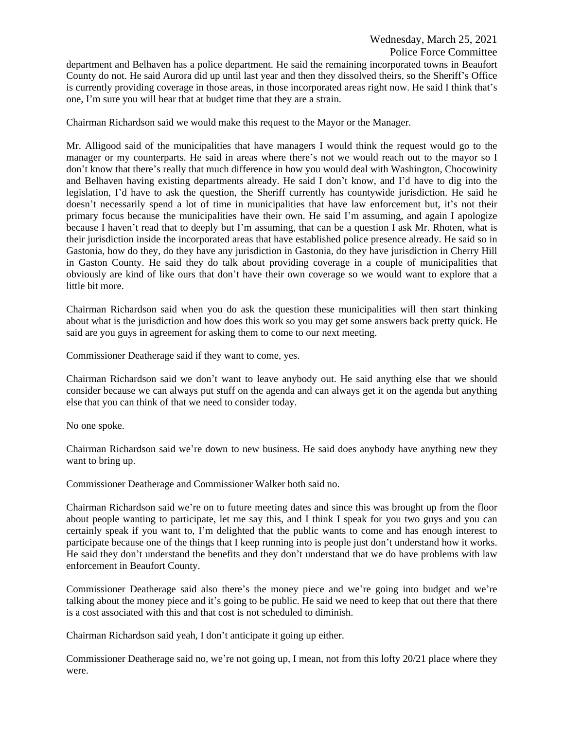department and Belhaven has a police department. He said the remaining incorporated towns in Beaufort County do not. He said Aurora did up until last year and then they dissolved theirs, so the Sheriff's Office is currently providing coverage in those areas, in those incorporated areas right now. He said I think that's one, I'm sure you will hear that at budget time that they are a strain.

Chairman Richardson said we would make this request to the Mayor or the Manager.

Mr. Alligood said of the municipalities that have managers I would think the request would go to the manager or my counterparts. He said in areas where there's not we would reach out to the mayor so I don't know that there's really that much difference in how you would deal with Washington, Chocowinity and Belhaven having existing departments already. He said I don't know, and I'd have to dig into the legislation, I'd have to ask the question, the Sheriff currently has countywide jurisdiction. He said he doesn't necessarily spend a lot of time in municipalities that have law enforcement but, it's not their primary focus because the municipalities have their own. He said I'm assuming, and again I apologize because I haven't read that to deeply but I'm assuming, that can be a question I ask Mr. Rhoten, what is their jurisdiction inside the incorporated areas that have established police presence already. He said so in Gastonia, how do they, do they have any jurisdiction in Gastonia, do they have jurisdiction in Cherry Hill in Gaston County. He said they do talk about providing coverage in a couple of municipalities that obviously are kind of like ours that don't have their own coverage so we would want to explore that a little bit more.

Chairman Richardson said when you do ask the question these municipalities will then start thinking about what is the jurisdiction and how does this work so you may get some answers back pretty quick. He said are you guys in agreement for asking them to come to our next meeting.

Commissioner Deatherage said if they want to come, yes.

Chairman Richardson said we don't want to leave anybody out. He said anything else that we should consider because we can always put stuff on the agenda and can always get it on the agenda but anything else that you can think of that we need to consider today.

No one spoke.

Chairman Richardson said we're down to new business. He said does anybody have anything new they want to bring up.

Commissioner Deatherage and Commissioner Walker both said no.

Chairman Richardson said we're on to future meeting dates and since this was brought up from the floor about people wanting to participate, let me say this, and I think I speak for you two guys and you can certainly speak if you want to, I'm delighted that the public wants to come and has enough interest to participate because one of the things that I keep running into is people just don't understand how it works. He said they don't understand the benefits and they don't understand that we do have problems with law enforcement in Beaufort County.

Commissioner Deatherage said also there's the money piece and we're going into budget and we're talking about the money piece and it's going to be public. He said we need to keep that out there that there is a cost associated with this and that cost is not scheduled to diminish.

Chairman Richardson said yeah, I don't anticipate it going up either.

Commissioner Deatherage said no, we're not going up, I mean, not from this lofty 20/21 place where they were.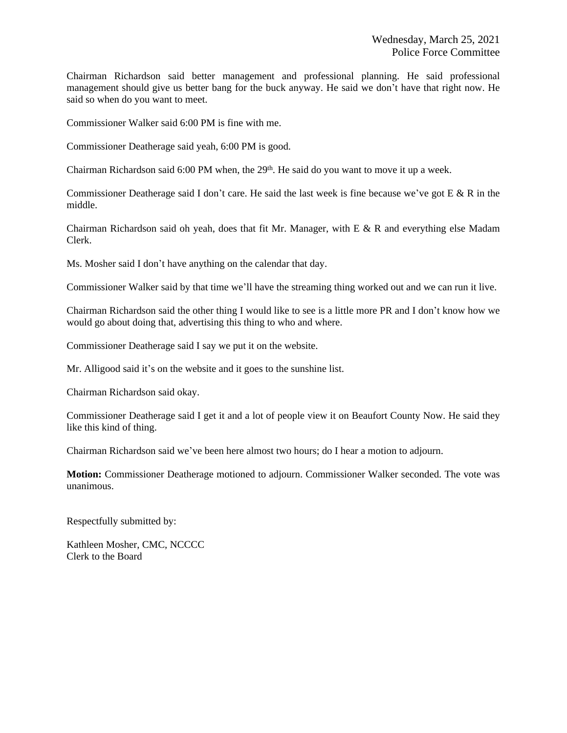Chairman Richardson said better management and professional planning. He said professional management should give us better bang for the buck anyway. He said we don't have that right now. He said so when do you want to meet.

Commissioner Walker said 6:00 PM is fine with me.

Commissioner Deatherage said yeah, 6:00 PM is good.

Chairman Richardson said 6:00 PM when, the 29th. He said do you want to move it up a week.

Commissioner Deatherage said I don't care. He said the last week is fine because we've got E & R in the middle.

Chairman Richardson said oh yeah, does that fit Mr. Manager, with E & R and everything else Madam Clerk.

Ms. Mosher said I don't have anything on the calendar that day.

Commissioner Walker said by that time we'll have the streaming thing worked out and we can run it live.

Chairman Richardson said the other thing I would like to see is a little more PR and I don't know how we would go about doing that, advertising this thing to who and where.

Commissioner Deatherage said I say we put it on the website.

Mr. Alligood said it's on the website and it goes to the sunshine list.

Chairman Richardson said okay.

Commissioner Deatherage said I get it and a lot of people view it on Beaufort County Now. He said they like this kind of thing.

Chairman Richardson said we've been here almost two hours; do I hear a motion to adjourn.

**Motion:** Commissioner Deatherage motioned to adjourn. Commissioner Walker seconded. The vote was unanimous.

Respectfully submitted by:

Kathleen Mosher, CMC, NCCCC
Clerk to the Board